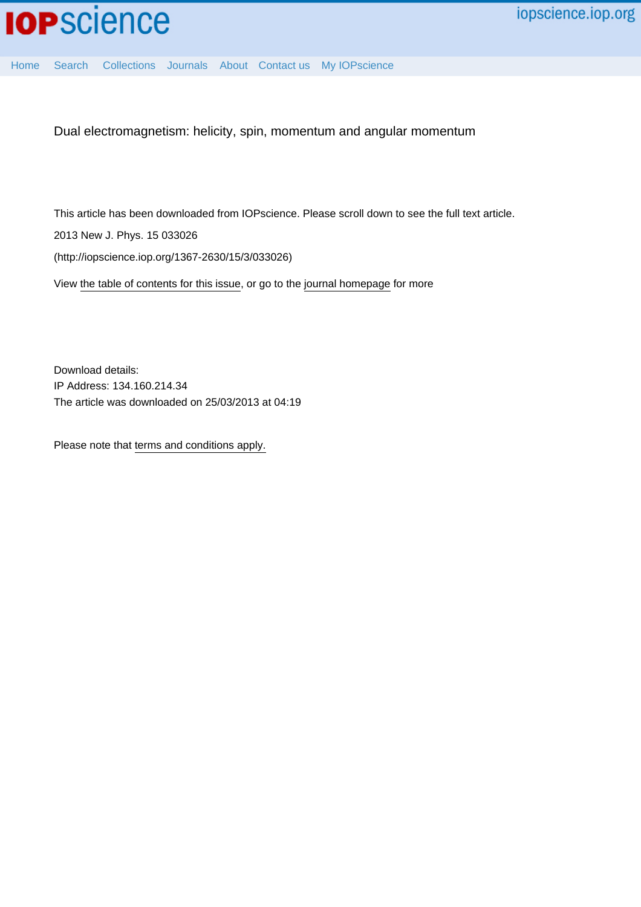# Dual electromagnetism: helicity, spin, momentum and angular momentum

This article has been downloaded from IOPscience. Please scroll down to see the full text article.

2013 New J. Phys. 15 033026

(http://iopscience.iop.org/1367-2630/15/3/033026)

View the table of contents for this issue, or go to the journal homepage for more

Download details:
IP Address: 134.160.214.34
The article was downloaded on 25/03/2013 at 04:19

Please note that terms and conditions apply.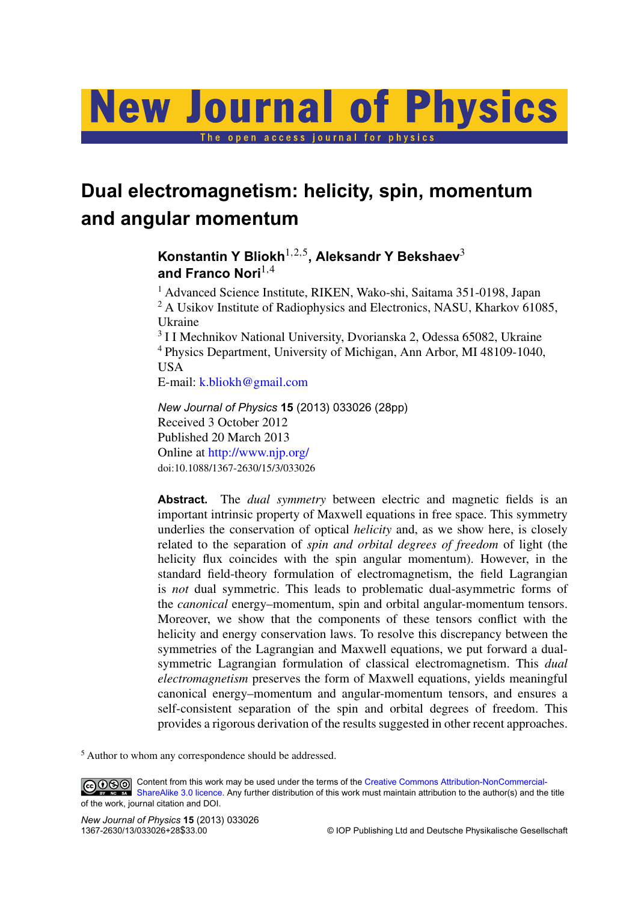# Dual electromagnetism: helicity, spin, momentum and angular momentum

**Konstantin Y Bliokh**[1,2,5], **Aleksandr Y Bekshaev**[3] **and Franco Nori**[1,4]

[1] Advanced Science Institute, RIKEN, Wako-shi, Saitama 351-0198, Japan
[2] A Usikov Institute of Radiophysics and Electronics, NASU, Kharkov 61085, Ukraine
[3] I I Mechnikov National University, Dvorianska 2, Odessa 65082, Ukraine
[4] Physics Department, University of Michigan, Ann Arbor, MI 48109-1040, USA
E-mail: k.bliokh@gmail.com

*New Journal of Physics* **15** (2013) 033026 (28pp)
Received 3 October 2012
Published 20 March 2013
Online at http://www.njp.org/
doi:10.1088/1367-2630/15/3/033026

**Abstract.** The *dual symmetry* between electric and magnetic fields is an important intrinsic property of Maxwell equations in free space. This symmetry underlies the conservation of optical *helicity* and, as we show here, is closely related to the separation of *spin and orbital degrees of freedom* of light (the helicity flux coincides with the spin angular momentum). However, in the standard field-theory formulation of electromagnetism, the field Lagrangian is *not* dual symmetric. This leads to problematic dual-asymmetric forms of the *canonical* energy–momentum, spin and orbital angular-momentum tensors. Moreover, we show that the components of these tensors conflict with the helicity and energy conservation laws. To resolve this discrepancy between the symmetries of the Lagrangian and Maxwell equations, we put forward a dual-symmetric Lagrangian formulation of classical electromagnetism. This *dual electromagnetism* preserves the form of Maxwell equations, yields meaningful canonical energy–momentum and angular-momentum tensors, and ensures a self-consistent separation of the spin and orbital degrees of freedom. This provides a rigorous derivation of the results suggested in other recent approaches.

[5] Author to whom any correspondence should be addressed.

Content from this work may be used under the terms of the Creative Commons Attribution-NonCommercial-ShareAlike 3.0 licence. Any further distribution of this work must maintain attribution to the author(s) and the title of the work, journal citation and DOI.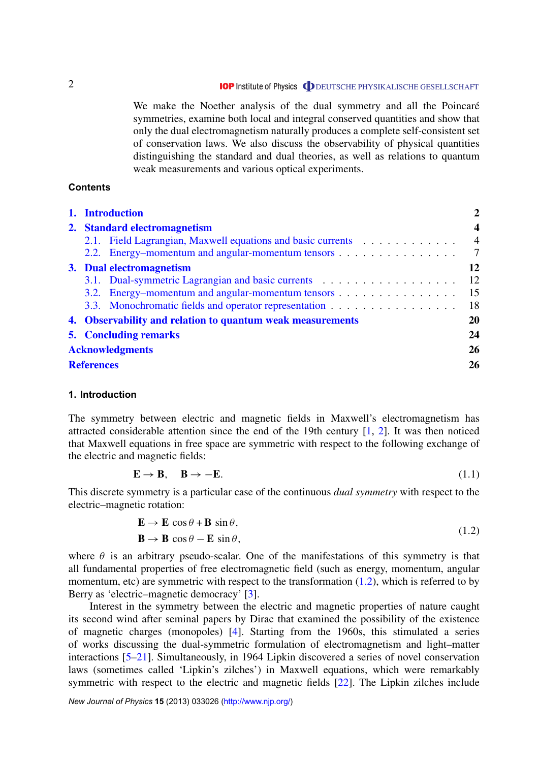We make the Noether analysis of the dual symmetry and all the Poincaré symmetries, examine both local and integral conserved quantities and show that only the dual electromagnetism naturally produces a complete self-consistent set of conservation laws. We also discuss the observability of physical quantities distinguishing the standard and dual theories, as well as relations to quantum weak measurements and various optical experiments.

**Contents**

| | |
|---|---|
| **1. Introduction** | **2** |
| **2. Standard electromagnetism** | **4** |
| 2.1. Field Lagrangian, Maxwell equations and basic currents | 4 |
| 2.2. Energy–momentum and angular-momentum tensors | 7 |
| **3. Dual electromagnetism** | **12** |
| 3.1. Dual-symmetric Lagrangian and basic currents | 12 |
| 3.2. Energy–momentum and angular-momentum tensors | 15 |
| 3.3. Monochromatic fields and operator representation | 18 |
| **4. Observability and relation to quantum weak measurements** | **20** |
| **5. Concluding remarks** | **24** |
| **Acknowledgments** | **26** |
| **References** | **26** |

## 1. Introduction

The symmetry between electric and magnetic fields in Maxwell's electromagnetism has attracted considerable attention since the end of the 19th century [1, 2]. It was then noticed that Maxwell equations in free space are symmetric with respect to the following exchange of the electric and magnetic fields:

$$\mathbf{E} \to \mathbf{B}, \quad \mathbf{B} \to -\mathbf{E}. \tag{1.1}$$

This discrete symmetry is a particular case of the continuous *dual symmetry* with respect to the electric–magnetic rotation:

$$\begin{aligned} \mathbf{E} &\to \mathbf{E}\,\cos\theta + \mathbf{B}\,\sin\theta, \\ \mathbf{B} &\to \mathbf{B}\,\cos\theta - \mathbf{E}\,\sin\theta, \end{aligned} \tag{1.2}$$

where $\theta$ is an arbitrary pseudo-scalar. One of the manifestations of this symmetry is that all fundamental properties of free electromagnetic field (such as energy, momentum, angular momentum, etc) are symmetric with respect to the transformation (1.2), which is referred to by Berry as 'electric–magnetic democracy' [3].

Interest in the symmetry between the electric and magnetic properties of nature caught its second wind after seminal papers by Dirac that examined the possibility of the existence of magnetic charges (monopoles) [4]. Starting from the 1960s, this stimulated a series of works discussing the dual-symmetric formulation of electromagnetism and light–matter interactions [5–21]. Simultaneously, in 1964 Lipkin discovered a series of novel conservation laws (sometimes called 'Lipkin's zilches') in Maxwell equations, which were remarkably symmetric with respect to the electric and magnetic fields [22]. The Lipkin zilches include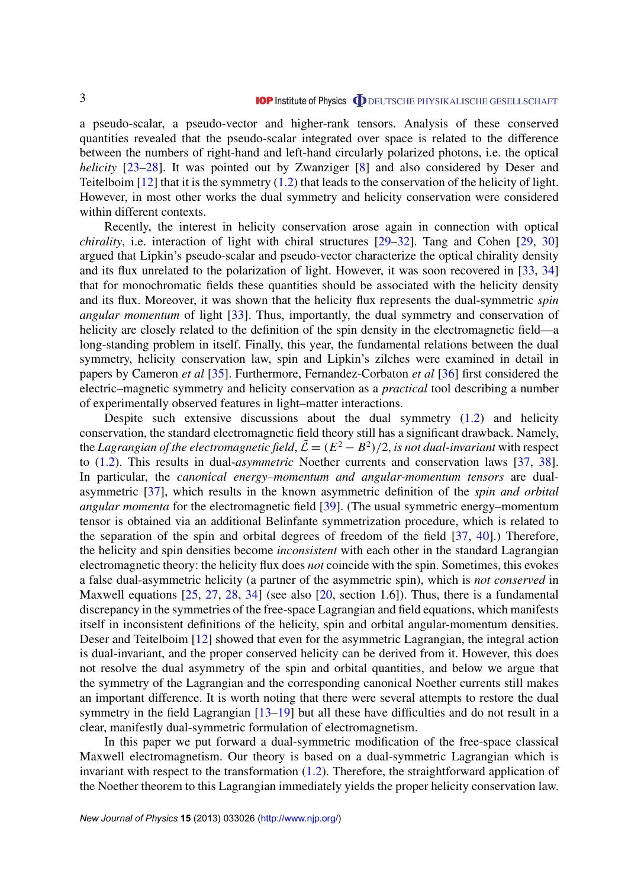a pseudo-scalar, a pseudo-vector and higher-rank tensors. Analysis of these conserved quantities revealed that the pseudo-scalar integrated over space is related to the difference between the numbers of right-hand and left-hand circularly polarized photons, i.e. the optical *helicity* [23–28]. It was pointed out by Zwanziger [8] and also considered by Deser and Teitelboim [12] that it is the symmetry (1.2) that leads to the conservation of the helicity of light. However, in most other works the dual symmetry and helicity conservation were considered within different contexts.

Recently, the interest in helicity conservation arose again in connection with optical *chirality*, i.e. interaction of light with chiral structures [29–32]. Tang and Cohen [29, 30] argued that Lipkin's pseudo-scalar and pseudo-vector characterize the optical chirality density and its flux unrelated to the polarization of light. However, it was soon recovered in [33, 34] that for monochromatic fields these quantities should be associated with the helicity density and its flux. Moreover, it was shown that the helicity flux represents the dual-symmetric *spin angular momentum* of light [33]. Thus, importantly, the dual symmetry and conservation of helicity are closely related to the definition of the spin density in the electromagnetic field—a long-standing problem in itself. Finally, this year, the fundamental relations between the dual symmetry, helicity conservation law, spin and Lipkin's zilches were examined in detail in papers by Cameron *et al* [35]. Furthermore, Fernandez-Corbaton *et al* [36] first considered the electric–magnetic symmetry and helicity conservation as a *practical* tool describing a number of experimentally observed features in light–matter interactions.

Despite such extensive discussions about the dual symmetry (1.2) and helicity conservation, the standard electromagnetic field theory still has a significant drawback. Namely, the *Lagrangian of the electromagnetic field*, $\tilde{\mathcal{L}} = (E^2 - B^2)/2$, *is not dual-invariant* with respect to (1.2). This results in dual-*asymmetric* Noether currents and conservation laws [37, 38]. In particular, the *canonical energy–momentum and angular-momentum tensors* are dual-asymmetric [37], which results in the known asymmetric definition of the *spin and orbital angular momenta* for the electromagnetic field [39]. (The usual symmetric energy–momentum tensor is obtained via an additional Belinfante symmetrization procedure, which is related to the separation of the spin and orbital degrees of freedom of the field [37, 40].) Therefore, the helicity and spin densities become *inconsistent* with each other in the standard Lagrangian electromagnetic theory: the helicity flux does *not* coincide with the spin. Sometimes, this evokes a false dual-asymmetric helicity (a partner of the asymmetric spin), which is *not conserved* in Maxwell equations [25, 27, 28, 34] (see also [20, section 1.6]). Thus, there is a fundamental discrepancy in the symmetries of the free-space Lagrangian and field equations, which manifests itself in inconsistent definitions of the helicity, spin and orbital angular-momentum densities. Deser and Teitelboim [12] showed that even for the asymmetric Lagrangian, the integral action is dual-invariant, and the proper conserved helicity can be derived from it. However, this does not resolve the dual asymmetry of the spin and orbital quantities, and below we argue that the symmetry of the Lagrangian and the corresponding canonical Noether currents still makes an important difference. It is worth noting that there were several attempts to restore the dual symmetry in the field Lagrangian [13–19] but all these have difficulties and do not result in a clear, manifestly dual-symmetric formulation of electromagnetism.

In this paper we put forward a dual-symmetric modification of the free-space classical Maxwell electromagnetism. Our theory is based on a dual-symmetric Lagrangian which is invariant with respect to the transformation (1.2). Therefore, the straightforward application of the Noether theorem to this Lagrangian immediately yields the proper helicity conservation law.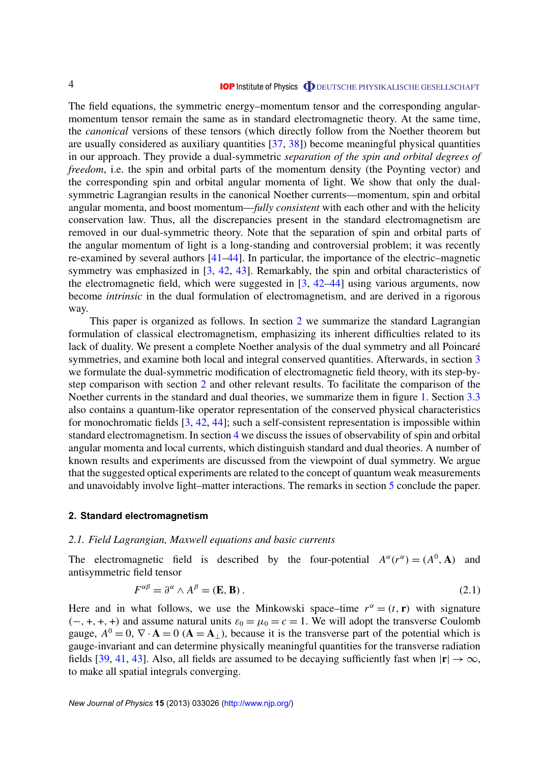The field equations, the symmetric energy–momentum tensor and the corresponding angular-momentum tensor remain the same as in standard electromagnetic theory. At the same time, the *canonical* versions of these tensors (which directly follow from the Noether theorem but are usually considered as auxiliary quantities [37, 38]) become meaningful physical quantities in our approach. They provide a dual-symmetric *separation of the spin and orbital degrees of freedom*, i.e. the spin and orbital parts of the momentum density (the Poynting vector) and the corresponding spin and orbital angular momenta of light. We show that only the dual-symmetric Lagrangian results in the canonical Noether currents—momentum, spin and orbital angular momenta, and boost momentum—*fully consistent* with each other and with the helicity conservation law. Thus, all the discrepancies present in the standard electromagnetism are removed in our dual-symmetric theory. Note that the separation of spin and orbital parts of the angular momentum of light is a long-standing and controversial problem; it was recently re-examined by several authors [41–44]. In particular, the importance of the electric–magnetic symmetry was emphasized in [3, 42, 43]. Remarkably, the spin and orbital characteristics of the electromagnetic field, which were suggested in [3, 42–44] using various arguments, now become *intrinsic* in the dual formulation of electromagnetism, and are derived in a rigorous way.

This paper is organized as follows. In section 2 we summarize the standard Lagrangian formulation of classical electromagnetism, emphasizing its inherent difficulties related to its lack of duality. We present a complete Noether analysis of the dual symmetry and all Poincaré symmetries, and examine both local and integral conserved quantities. Afterwards, in section 3 we formulate the dual-symmetric modification of electromagnetic field theory, with its step-by-step comparison with section 2 and other relevant results. To facilitate the comparison of the Noether currents in the standard and dual theories, we summarize them in figure 1. Section 3.3 also contains a quantum-like operator representation of the conserved physical characteristics for monochromatic fields [3, 42, 44]; such a self-consistent representation is impossible within standard electromagnetism. In section 4 we discuss the issues of observability of spin and orbital angular momenta and local currents, which distinguish standard and dual theories. A number of known results and experiments are discussed from the viewpoint of dual symmetry. We argue that the suggested optical experiments are related to the concept of quantum weak measurements and unavoidably involve light–matter interactions. The remarks in section 5 conclude the paper.

## 2. Standard electromagnetism

### 2.1. Field Lagrangian, Maxwell equations and basic currents

The electromagnetic field is described by the four-potential $A^{\alpha}(r^{\alpha}) = (A^0, \mathbf{A})$ and antisymmetric field tensor

$$F^{\alpha\beta} = \partial^{\alpha} \wedge A^{\beta} = (\mathbf{E}, \mathbf{B})\,. \tag{2.1}$$

Here and in what follows, we use the Minkowski space–time $r^{\alpha} = (t, \mathbf{r})$ with signature $(-, +, +, +)$ and assume natural units $\varepsilon_0 = \mu_0 = c = 1$. We will adopt the transverse Coulomb gauge, $A^0 = 0$, $\nabla \cdot \mathbf{A} = 0$ ($\mathbf{A} = \mathbf{A}_{\perp}$), because it is the transverse part of the potential which is gauge-invariant and can determine physically meaningful quantities for the transverse radiation fields [39, 41, 43]. Also, all fields are assumed to be decaying sufficiently fast when $|\mathbf{r}| \to \infty$, to make all spatial integrals converging.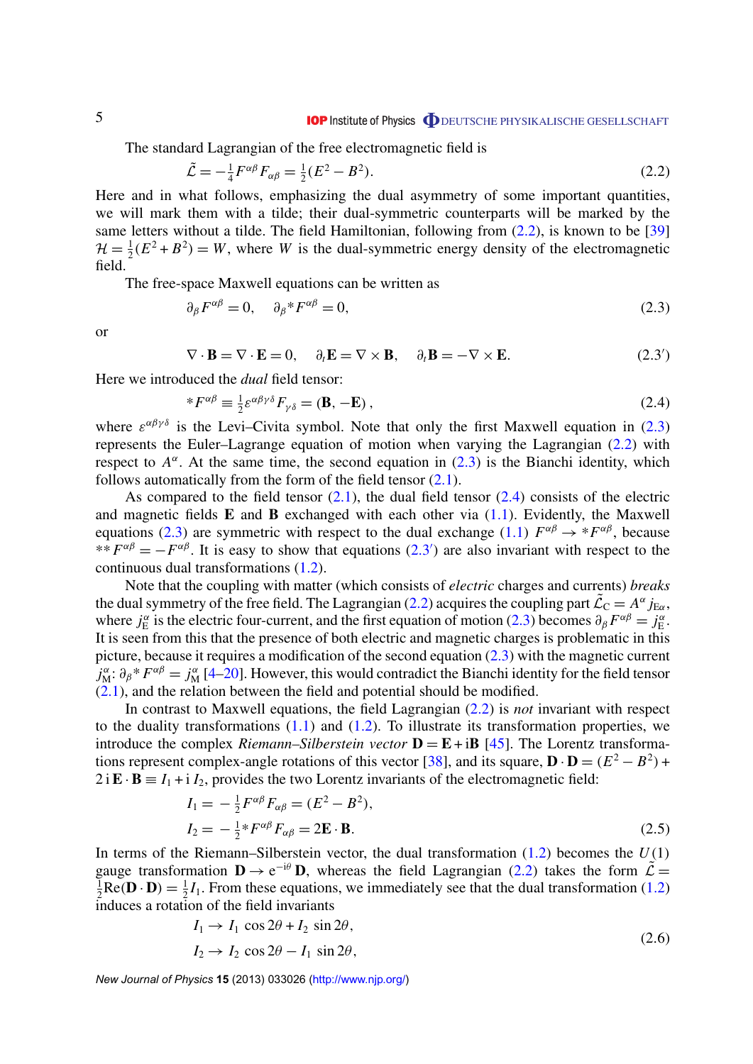The standard Lagrangian of the free electromagnetic field is

$$\tilde{\mathcal{L}} = -\tfrac{1}{4} F^{\alpha\beta} F_{\alpha\beta} = \tfrac{1}{2}(E^2 - B^2). \tag{2.2}$$

Here and in what follows, emphasizing the dual asymmetry of some important quantities, we will mark them with a tilde; their dual-symmetric counterparts will be marked by the same letters without a tilde. The field Hamiltonian, following from (2.2), is known to be [39] $\mathcal{H} = \frac{1}{2}(E^2 + B^2) = W$, where $W$ is the dual-symmetric energy density of the electromagnetic field.

The free-space Maxwell equations can be written as

$$\partial_\beta F^{\alpha\beta} = 0, \quad \partial_\beta {}^*F^{\alpha\beta} = 0, \tag{2.3}$$

or

$$\nabla \cdot \mathbf{B} = \nabla \cdot \mathbf{E} = 0, \quad \partial_t \mathbf{E} = \nabla \times \mathbf{B}, \quad \partial_t \mathbf{B} = -\nabla \times \mathbf{E}. \tag{2.3$'$}$$

Here we introduced the *dual* field tensor:

$${}^*F^{\alpha\beta} \equiv \tfrac{1}{2}\varepsilon^{\alpha\beta\gamma\delta} F_{\gamma\delta} = (\mathbf{B}, -\mathbf{E}), \tag{2.4}$$

where $\varepsilon^{\alpha\beta\gamma\delta}$ is the Levi–Civita symbol. Note that only the first Maxwell equation in (2.3) represents the Euler–Lagrange equation of motion when varying the Lagrangian (2.2) with respect to $A^\alpha$. At the same time, the second equation in (2.3) is the Bianchi identity, which follows automatically from the form of the field tensor (2.1).

As compared to the field tensor (2.1), the dual field tensor (2.4) consists of the electric and magnetic fields $\mathbf{E}$ and $\mathbf{B}$ exchanged with each other via (1.1). Evidently, the Maxwell equations (2.3) are symmetric with respect to the dual exchange (1.1) $F^{\alpha\beta} \to {}^*F^{\alpha\beta}$, because ${}^{**}F^{\alpha\beta} = -F^{\alpha\beta}$. It is easy to show that equations (2.3$'$) are also invariant with respect to the continuous dual transformations (1.2).

Note that the coupling with matter (which consists of *electric* charges and currents) *breaks* the dual symmetry of the free field. The Lagrangian (2.2) acquires the coupling part $\tilde{\mathcal{L}}_C = A^\alpha j_{E\alpha}$, where $j_E^\alpha$ is the electric four-current, and the first equation of motion (2.3) becomes $\partial_\beta F^{\alpha\beta} = j_E^\alpha$. It is seen from this that the presence of both electric and magnetic charges is problematic in this picture, because it requires a modification of the second equation (2.3) with the magnetic current $j_M^\alpha$: $\partial_\beta {}^*F^{\alpha\beta} = j_M^\alpha$ [4–20]. However, this would contradict the Bianchi identity for the field tensor (2.1), and the relation between the field and potential should be modified.

In contrast to Maxwell equations, the field Lagrangian (2.2) is *not* invariant with respect to the duality transformations (1.1) and (1.2). To illustrate its transformation properties, we introduce the complex *Riemann–Silberstein vector* $\mathbf{D} = \mathbf{E} + \mathrm{i}\mathbf{B}$ [45]. The Lorentz transformations represent complex-angle rotations of this vector [38], and its square, $\mathbf{D} \cdot \mathbf{D} = (E^2 - B^2) + 2\,\mathrm{i}\,\mathbf{E} \cdot \mathbf{B} \equiv I_1 + \mathrm{i}\, I_2$, provides the two Lorentz invariants of the electromagnetic field:

$$\begin{aligned} I_1 &= -\tfrac{1}{2} F^{\alpha\beta} F_{\alpha\beta} = (E^2 - B^2), \\ I_2 &= -\tfrac{1}{2} {}^*F^{\alpha\beta} F_{\alpha\beta} = 2\mathbf{E} \cdot \mathbf{B}. \end{aligned} \tag{2.5}$$

In terms of the Riemann–Silberstein vector, the dual transformation (1.2) becomes the $U(1)$ gauge transformation $\mathbf{D} \to \mathrm{e}^{-\mathrm{i}\theta} \mathbf{D}$, whereas the field Lagrangian (2.2) takes the form $\tilde{\mathcal{L}} = \frac{1}{2}\mathrm{Re}(\mathbf{D} \cdot \mathbf{D}) = \frac{1}{2} I_1$. From these equations, we immediately see that the dual transformation (1.2) induces a rotation of the field invariants

$$\begin{aligned} I_1 &\to I_1 \cos 2\theta + I_2 \sin 2\theta, \\ I_2 &\to I_2 \cos 2\theta - I_1 \sin 2\theta, \end{aligned} \tag{2.6}$$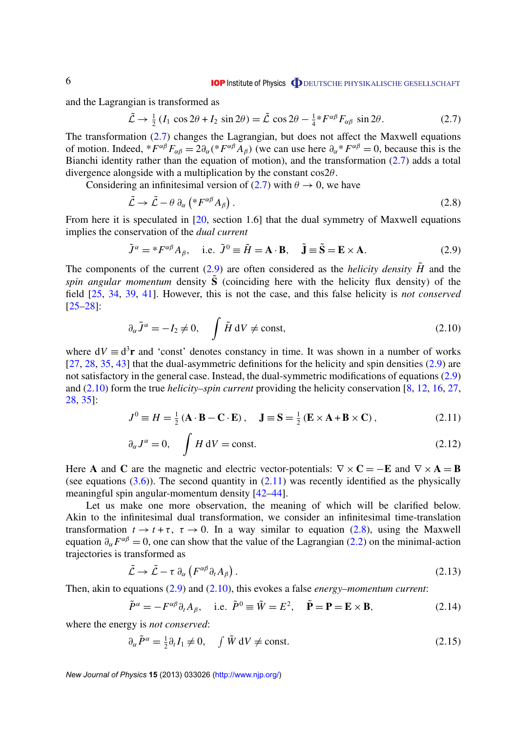and the Lagrangian is transformed as

$$\tilde{\mathcal{L}} \to \tfrac{1}{2}\left(I_1\,\cos 2\theta + I_2\,\sin 2\theta\right) = \tilde{\mathcal{L}}\,\cos 2\theta - \tfrac{1}{4}{}^*F^{\alpha\beta}F_{\alpha\beta}\,\sin 2\theta. \tag{2.7}$$

The transformation (2.7) changes the Lagrangian, but does not affect the Maxwell equations of motion. Indeed, ${}^*F^{\alpha\beta}F_{\alpha\beta} = 2\partial_\alpha({}^*F^{\alpha\beta}A_\beta)$ (we can use here $\partial_\alpha {}^*F^{\alpha\beta} = 0$, because this is the Bianchi identity rather than the equation of motion), and the transformation (2.7) adds a total divergence alongside with a multiplication by the constant $\cos 2\theta$.

Considering an infinitesimal version of (2.7) with $\theta \to 0$, we have

$$\tilde{\mathcal{L}} \to \tilde{\mathcal{L}} - \theta\,\partial_\alpha\left({}^*F^{\alpha\beta}A_\beta\right). \tag{2.8}$$

From here it is speculated in [20, section 1.6] that the dual symmetry of Maxwell equations implies the conservation of the *dual current*

$$\tilde{J}^\alpha = {}^*F^{\alpha\beta}A_\beta, \quad \text{i.e. } \tilde{J}^0 \equiv \tilde{H} = \mathbf{A}\cdot\mathbf{B}, \quad \tilde{\mathbf{J}} \equiv \tilde{\mathbf{S}} = \mathbf{E}\times\mathbf{A}. \tag{2.9}$$

The components of the current (2.9) are often considered as the *helicity density* $\tilde{H}$ and the *spin angular momentum* density $\tilde{\mathbf{S}}$ (coinciding here with the helicity flux density) of the field [25, 34, 39, 41]. However, this is not the case, and this false helicity is *not conserved* [25–28]:

$$\partial_\alpha \tilde{J}^\alpha = -I_2 \neq 0, \qquad \int \tilde{H}\,\mathrm{d}V \neq \text{const}, \tag{2.10}$$

where $\mathrm{d}V \equiv \mathrm{d}^3\mathbf{r}$ and 'const' denotes constancy in time. It was shown in a number of works [27, 28, 35, 43] that the dual-asymmetric definitions for the helicity and spin densities (2.9) are not satisfactory in the general case. Instead, the dual-symmetric modifications of equations (2.9) and (2.10) form the true *helicity–spin current* providing the helicity conservation [8, 12, 16, 27, 28, 35]:

$$J^0 \equiv H = \tfrac{1}{2}\left(\mathbf{A}\cdot\mathbf{B} - \mathbf{C}\cdot\mathbf{E}\right), \quad \mathbf{J} \equiv \mathbf{S} = \tfrac{1}{2}\left(\mathbf{E}\times\mathbf{A} + \mathbf{B}\times\mathbf{C}\right), \tag{2.11}$$

$$\partial_\alpha J^\alpha = 0, \qquad \int H\,\mathrm{d}V = \text{const}. \tag{2.12}$$

Here $\mathbf{A}$ and $\mathbf{C}$ are the magnetic and electric vector-potentials: $\nabla\times\mathbf{C} = -\mathbf{E}$ and $\nabla\times\mathbf{A} = \mathbf{B}$ (see equations (3.6)). The second quantity in (2.11) was recently identified as the physically meaningful spin angular-momentum density [42–44].

Let us make one more observation, the meaning of which will be clarified below. Akin to the infinitesimal dual transformation, we consider an infinitesimal time-translation transformation $t \to t+\tau$, $\tau \to 0$. In a way similar to equation (2.8), using the Maxwell equation $\partial_\alpha F^{\alpha\beta} = 0$, one can show that the value of the Lagrangian (2.2) on the minimal-action trajectories is transformed as

$$\tilde{\mathcal{L}} \to \tilde{\mathcal{L}} - \tau\,\partial_\alpha\left(F^{\alpha\beta}\partial_t A_\beta\right). \tag{2.13}$$

Then, akin to equations (2.9) and (2.10), this evokes a false *energy–momentum current*:

$$\tilde{P}^\alpha = -F^{\alpha\beta}\partial_t A_\beta, \quad \text{i.e. } \tilde{P}^0 \equiv \tilde{W} = E^2, \quad \tilde{\mathbf{P}} = \mathbf{P} = \mathbf{E}\times\mathbf{B}, \tag{2.14}$$

where the energy is *not conserved*:

$$\partial_\alpha \tilde{P}^\alpha = \tfrac{1}{2}\partial_t I_1 \neq 0, \quad \int \tilde{W}\,\mathrm{d}V \neq \text{const}. \tag{2.15}$$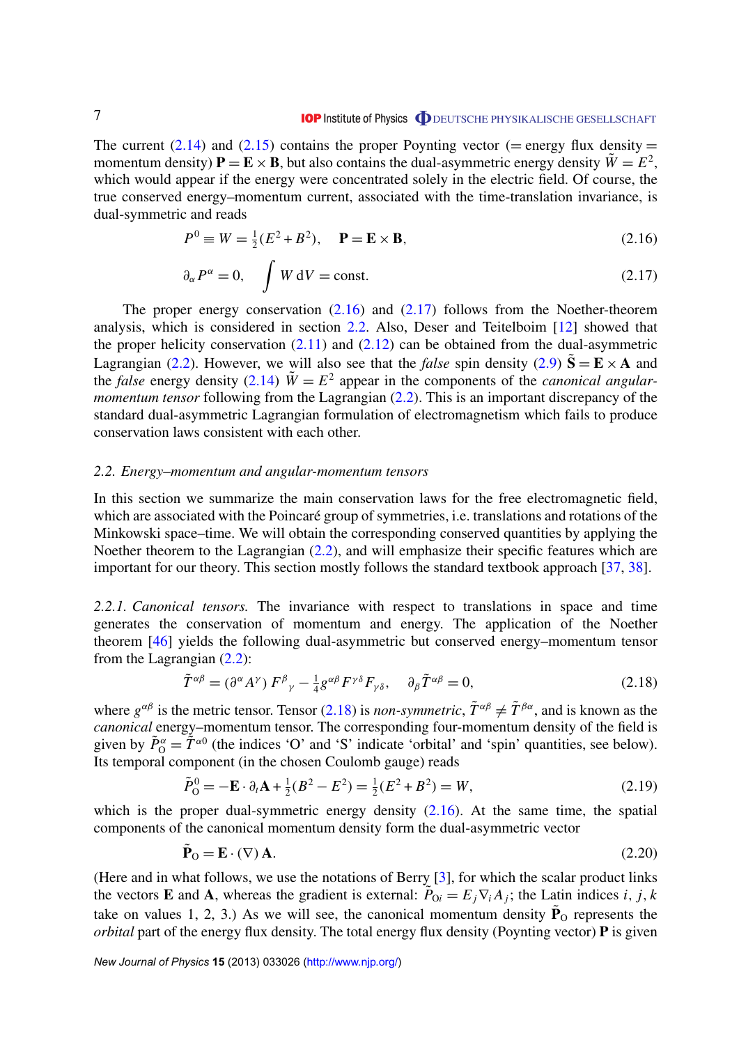The current (2.14) and (2.15) contains the proper Poynting vector (= energy flux density = momentum density) $\mathbf{P} = \mathbf{E} \times \mathbf{B}$, but also contains the dual-asymmetric energy density $\tilde{W} = E^2$, which would appear if the energy were concentrated solely in the electric field. Of course, the true conserved energy–momentum current, associated with the time-translation invariance, is dual-symmetric and reads

$$P^0 \equiv W = \tfrac{1}{2}(E^2 + B^2), \quad \mathbf{P} = \mathbf{E} \times \mathbf{B}, \tag{2.16}$$

$$\partial_\alpha P^\alpha = 0, \quad \int W \, \mathrm{d}V = \mathrm{const}. \tag{2.17}$$

The proper energy conservation (2.16) and (2.17) follows from the Noether-theorem analysis, which is considered in section 2.2. Also, Deser and Teitelboim [12] showed that the proper helicity conservation (2.11) and (2.12) can be obtained from the dual-asymmetric Lagrangian (2.2). However, we will also see that the *false* spin density (2.9) $\tilde{\mathbf{S}} = \mathbf{E} \times \mathbf{A}$ and the *false* energy density (2.14) $\tilde{W} = E^2$ appear in the components of the *canonical angular-momentum tensor* following from the Lagrangian (2.2). This is an important discrepancy of the standard dual-asymmetric Lagrangian formulation of electromagnetism which fails to produce conservation laws consistent with each other.

### *2.2. Energy–momentum and angular-momentum tensors*

In this section we summarize the main conservation laws for the free electromagnetic field, which are associated with the Poincaré group of symmetries, i.e. translations and rotations of the Minkowski space–time. We will obtain the corresponding conserved quantities by applying the Noether theorem to the Lagrangian (2.2), and will emphasize their specific features which are important for our theory. This section mostly follows the standard textbook approach [37, 38].

*2.2.1. Canonical tensors.* The invariance with respect to translations in space and time generates the conservation of momentum and energy. The application of the Noether theorem [46] yields the following dual-asymmetric but conserved energy–momentum tensor from the Lagrangian (2.2):

$$\tilde{T}^{\alpha\beta} = (\partial^\alpha A^\gamma)\, F^\beta{}_\gamma - \tfrac{1}{4} g^{\alpha\beta} F^{\gamma\delta} F_{\gamma\delta}, \quad \partial_\beta \tilde{T}^{\alpha\beta} = 0, \tag{2.18}$$

where $g^{\alpha\beta}$ is the metric tensor. Tensor (2.18) is *non-symmetric*, $\tilde{T}^{\alpha\beta} \neq \tilde{T}^{\beta\alpha}$, and is known as the *canonical* energy–momentum tensor. The corresponding four-momentum density of the field is given by $\tilde{P}^\alpha_{\mathrm{O}} = \tilde{T}^{\alpha 0}$ (the indices 'O' and 'S' indicate 'orbital' and 'spin' quantities, see below). Its temporal component (in the chosen Coulomb gauge) reads

$$\tilde{P}^0_{\mathrm{O}} = -\mathbf{E} \cdot \partial_t \mathbf{A} + \tfrac{1}{2}(B^2 - E^2) = \tfrac{1}{2}(E^2 + B^2) = W, \tag{2.19}$$

which is the proper dual-symmetric energy density (2.16). At the same time, the spatial components of the canonical momentum density form the dual-asymmetric vector

$$\tilde{\mathbf{P}}_{\mathrm{O}} = \mathbf{E} \cdot (\nabla)\, \mathbf{A}. \tag{2.20}$$

(Here and in what follows, we use the notations of Berry [3], for which the scalar product links the vectors $\mathbf{E}$ and $\mathbf{A}$, whereas the gradient is external: $\tilde{P}_{\mathrm{O}i} = E_j \nabla_i A_j$; the Latin indices $i, j, k$ take on values 1, 2, 3.) As we will see, the canonical momentum density $\tilde{\mathbf{P}}_{\mathrm{O}}$ represents the *orbital* part of the energy flux density. The total energy flux density (Poynting vector) $\mathbf{P}$ is given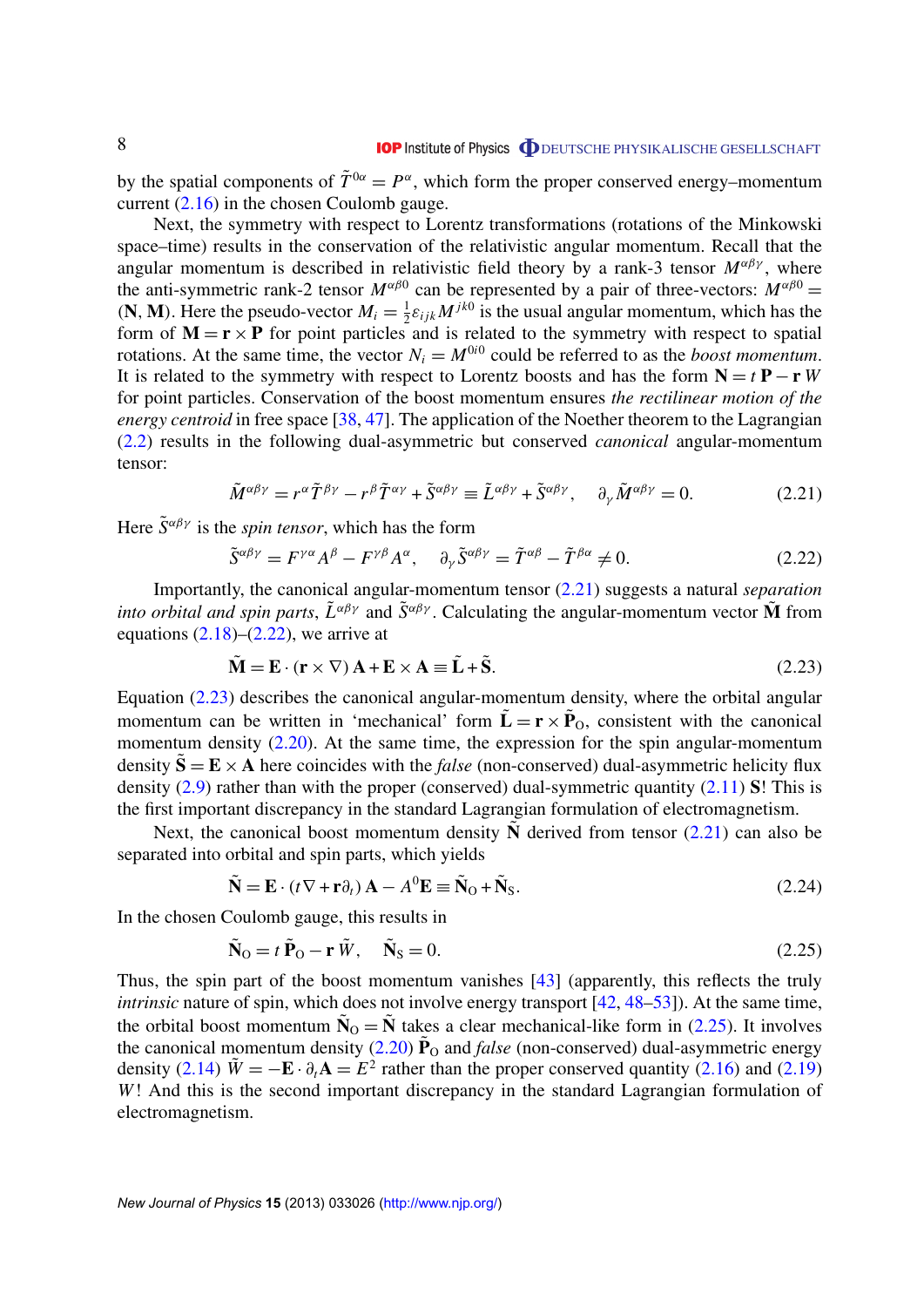by the spatial components of $\tilde{T}^{0\alpha} = P^{\alpha}$, which form the proper conserved energy–momentum current (2.16) in the chosen Coulomb gauge.

Next, the symmetry with respect to Lorentz transformations (rotations of the Minkowski space–time) results in the conservation of the relativistic angular momentum. Recall that the angular momentum is described in relativistic field theory by a rank-3 tensor $M^{\alpha\beta\gamma}$, where the anti-symmetric rank-2 tensor $M^{\alpha\beta 0}$ can be represented by a pair of three-vectors: $M^{\alpha\beta 0} = (\mathbf{N}, \mathbf{M})$. Here the pseudo-vector $M_i = \frac{1}{2}\varepsilon_{ijk} M^{jk0}$ is the usual angular momentum, which has the form of $\mathbf{M} = \mathbf{r} \times \mathbf{P}$ for point particles and is related to the symmetry with respect to spatial rotations. At the same time, the vector $N_i = M^{0i0}$ could be referred to as the *boost momentum*. It is related to the symmetry with respect to Lorentz boosts and has the form $\mathbf{N} = t\,\mathbf{P} - \mathbf{r}\,W$ for point particles. Conservation of the boost momentum ensures *the rectilinear motion of the energy centroid* in free space [38, 47]. The application of the Noether theorem to the Lagrangian (2.2) results in the following dual-asymmetric but conserved *canonical* angular-momentum tensor:

$$\tilde{M}^{\alpha\beta\gamma} = r^{\alpha}\tilde{T}^{\beta\gamma} - r^{\beta}\tilde{T}^{\alpha\gamma} + \tilde{S}^{\alpha\beta\gamma} \equiv \tilde{L}^{\alpha\beta\gamma} + \tilde{S}^{\alpha\beta\gamma}, \quad \partial_{\gamma}\tilde{M}^{\alpha\beta\gamma} = 0. \tag{2.21}$$

Here $\tilde{S}^{\alpha\beta\gamma}$ is the *spin tensor*, which has the form

$$\tilde{S}^{\alpha\beta\gamma} = F^{\gamma\alpha}A^{\beta} - F^{\gamma\beta}A^{\alpha}, \quad \partial_{\gamma}\tilde{S}^{\alpha\beta\gamma} = \tilde{T}^{\alpha\beta} - \tilde{T}^{\beta\alpha} \neq 0. \tag{2.22}$$

Importantly, the canonical angular-momentum tensor (2.21) suggests a natural *separation into orbital and spin parts*, $\tilde{L}^{\alpha\beta\gamma}$ and $\tilde{S}^{\alpha\beta\gamma}$. Calculating the angular-momentum vector $\tilde{\mathbf{M}}$ from equations (2.18)–(2.22), we arrive at

$$\tilde{\mathbf{M}} = \mathbf{E}\cdot(\mathbf{r}\times\nabla)\,\mathbf{A} + \mathbf{E}\times\mathbf{A} \equiv \tilde{\mathbf{L}} + \tilde{\mathbf{S}}. \tag{2.23}$$

Equation (2.23) describes the canonical angular-momentum density, where the orbital angular momentum can be written in 'mechanical' form $\tilde{\mathbf{L}} = \mathbf{r}\times\tilde{\mathbf{P}}_{\mathrm{O}}$, consistent with the canonical momentum density (2.20). At the same time, the expression for the spin angular-momentum density $\tilde{\mathbf{S}} = \mathbf{E}\times\mathbf{A}$ here coincides with the *false* (non-conserved) dual-asymmetric helicity flux density (2.9) rather than with the proper (conserved) dual-symmetric quantity (2.11) $\mathbf{S}$! This is the first important discrepancy in the standard Lagrangian formulation of electromagnetism.

Next, the canonical boost momentum density $\tilde{\mathbf{N}}$ derived from tensor (2.21) can also be separated into orbital and spin parts, which yields

$$\tilde{\mathbf{N}} = \mathbf{E}\cdot(t\nabla + \mathbf{r}\partial_t)\,\mathbf{A} - A^0\mathbf{E} \equiv \tilde{\mathbf{N}}_{\mathrm{O}} + \tilde{\mathbf{N}}_{\mathrm{S}}. \tag{2.24}$$

In the chosen Coulomb gauge, this results in

$$\tilde{\mathbf{N}}_{\mathrm{O}} = t\,\tilde{\mathbf{P}}_{\mathrm{O}} - \mathbf{r}\,\tilde{W}, \quad \tilde{\mathbf{N}}_{\mathrm{S}} = 0. \tag{2.25}$$

Thus, the spin part of the boost momentum vanishes [43] (apparently, this reflects the truly *intrinsic* nature of spin, which does not involve energy transport [42, 48–53]). At the same time, the orbital boost momentum $\tilde{\mathbf{N}}_{\mathrm{O}} = \tilde{\mathbf{N}}$ takes a clear mechanical-like form in (2.25). It involves the canonical momentum density (2.20) $\tilde{\mathbf{P}}_{\mathrm{O}}$ and *false* (non-conserved) dual-asymmetric energy density (2.14) $\tilde{W} = -\mathbf{E}\cdot\partial_t\mathbf{A} = E^2$ rather than the proper conserved quantity (2.16) and (2.19) $W$! And this is the second important discrepancy in the standard Lagrangian formulation of electromagnetism.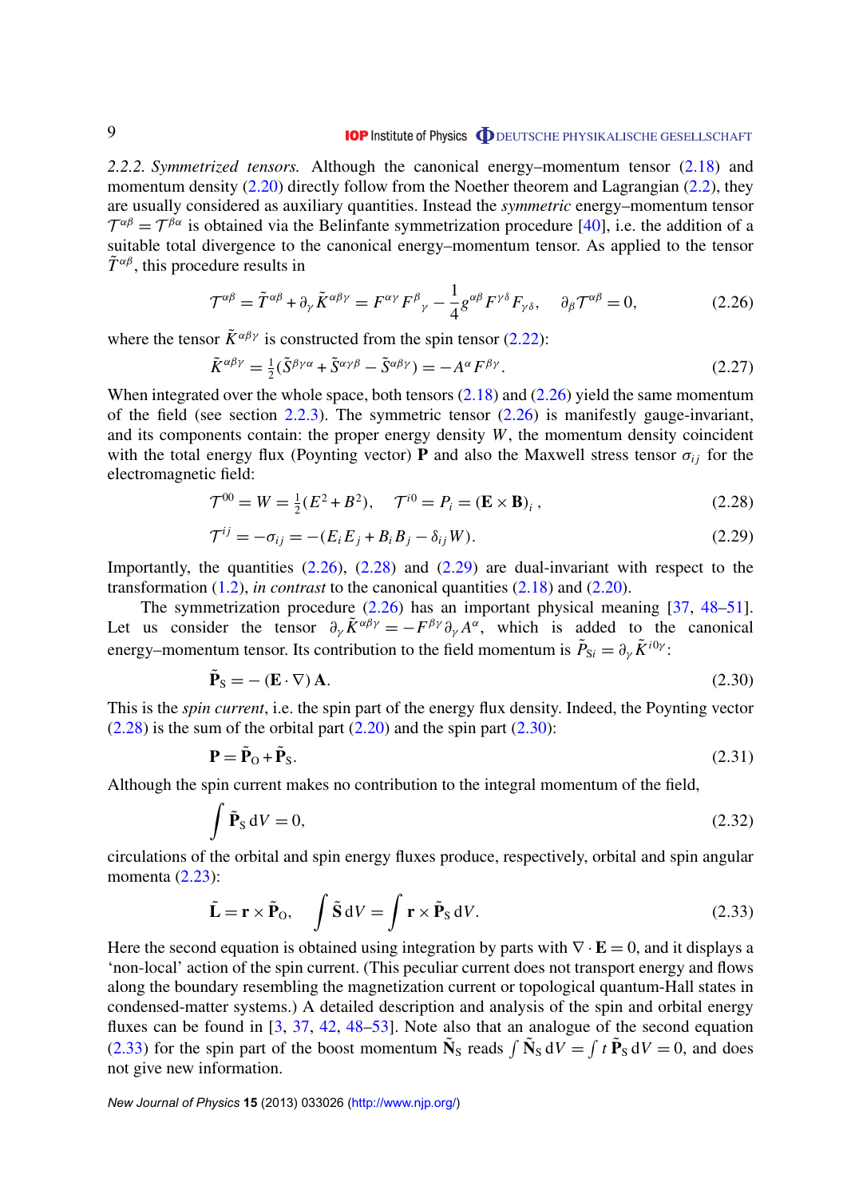*2.2.2. Symmetrized tensors.* Although the canonical energy–momentum tensor (2.18) and momentum density (2.20) directly follow from the Noether theorem and Lagrangian (2.2), they are usually considered as auxiliary quantities. Instead the *symmetric* energy–momentum tensor $\mathcal{T}^{\alpha\beta} = \mathcal{T}^{\beta\alpha}$ is obtained via the Belinfante symmetrization procedure [40], i.e. the addition of a suitable total divergence to the canonical energy–momentum tensor. As applied to the tensor $\tilde{T}^{\alpha\beta}$, this procedure results in

$$\mathcal{T}^{\alpha\beta} = \tilde{T}^{\alpha\beta} + \partial_\gamma \tilde{K}^{\alpha\beta\gamma} = F^{\alpha\gamma} F^{\beta}{}_{\gamma} - \frac{1}{4} g^{\alpha\beta} F^{\gamma\delta} F_{\gamma\delta}, \quad \partial_\beta \mathcal{T}^{\alpha\beta} = 0, \tag{2.26}$$

where the tensor $\tilde{K}^{\alpha\beta\gamma}$ is constructed from the spin tensor (2.22):

$$\tilde{K}^{\alpha\beta\gamma} = \tfrac{1}{2}(\tilde{S}^{\beta\gamma\alpha} + \tilde{S}^{\alpha\gamma\beta} - \tilde{S}^{\alpha\beta\gamma}) = -A^\alpha F^{\beta\gamma}. \tag{2.27}$$

When integrated over the whole space, both tensors (2.18) and (2.26) yield the same momentum of the field (see section 2.2.3). The symmetric tensor (2.26) is manifestly gauge-invariant, and its components contain: the proper energy density $W$, the momentum density coincident with the total energy flux (Poynting vector) $\mathbf{P}$ and also the Maxwell stress tensor $\sigma_{ij}$ for the electromagnetic field:

$$\mathcal{T}^{00} = W = \tfrac{1}{2}(E^2 + B^2), \quad \mathcal{T}^{i0} = P_i = (\mathbf{E} \times \mathbf{B})_i\,, \tag{2.28}$$

$$\mathcal{T}^{ij} = -\sigma_{ij} = -(E_i E_j + B_i B_j - \delta_{ij} W). \tag{2.29}$$

Importantly, the quantities (2.26), (2.28) and (2.29) are dual-invariant with respect to the transformation (1.2), *in contrast* to the canonical quantities (2.18) and (2.20).

The symmetrization procedure (2.26) has an important physical meaning [37, 48–51]. Let us consider the tensor $\partial_\gamma \tilde{K}^{\alpha\beta\gamma} = -F^{\beta\gamma}\partial_\gamma A^\alpha$, which is added to the canonical energy–momentum tensor. Its contribution to the field momentum is $\tilde{P}_{Si} = \partial_\gamma \tilde{K}^{i0\gamma}$:

$$\tilde{\mathbf{P}}_S = -\left(\mathbf{E} \cdot \nabla\right) \mathbf{A}. \tag{2.30}$$

This is the *spin current*, i.e. the spin part of the energy flux density. Indeed, the Poynting vector (2.28) is the sum of the orbital part (2.20) and the spin part (2.30):

$$\mathbf{P} = \tilde{\mathbf{P}}_O + \tilde{\mathbf{P}}_S. \tag{2.31}$$

Although the spin current makes no contribution to the integral momentum of the field,

$$\int \tilde{\mathbf{P}}_S \, dV = 0, \tag{2.32}$$

circulations of the orbital and spin energy fluxes produce, respectively, orbital and spin angular momenta (2.23):

$$\tilde{\mathbf{L}} = \mathbf{r} \times \tilde{\mathbf{P}}_O, \quad \int \tilde{\mathbf{S}} \, dV = \int \mathbf{r} \times \tilde{\mathbf{P}}_S \, dV. \tag{2.33}$$

Here the second equation is obtained using integration by parts with $\nabla \cdot \mathbf{E} = 0$, and it displays a 'non-local' action of the spin current. (This peculiar current does not transport energy and flows along the boundary resembling the magnetization current or topological quantum-Hall states in condensed-matter systems.) A detailed description and analysis of the spin and orbital energy fluxes can be found in [3, 37, 42, 48–53]. Note also that an analogue of the second equation (2.33) for the spin part of the boost momentum $\tilde{\mathbf{N}}_S$ reads $\int \tilde{\mathbf{N}}_S \, dV = \int t \, \tilde{\mathbf{P}}_S \, dV = 0$, and does not give new information.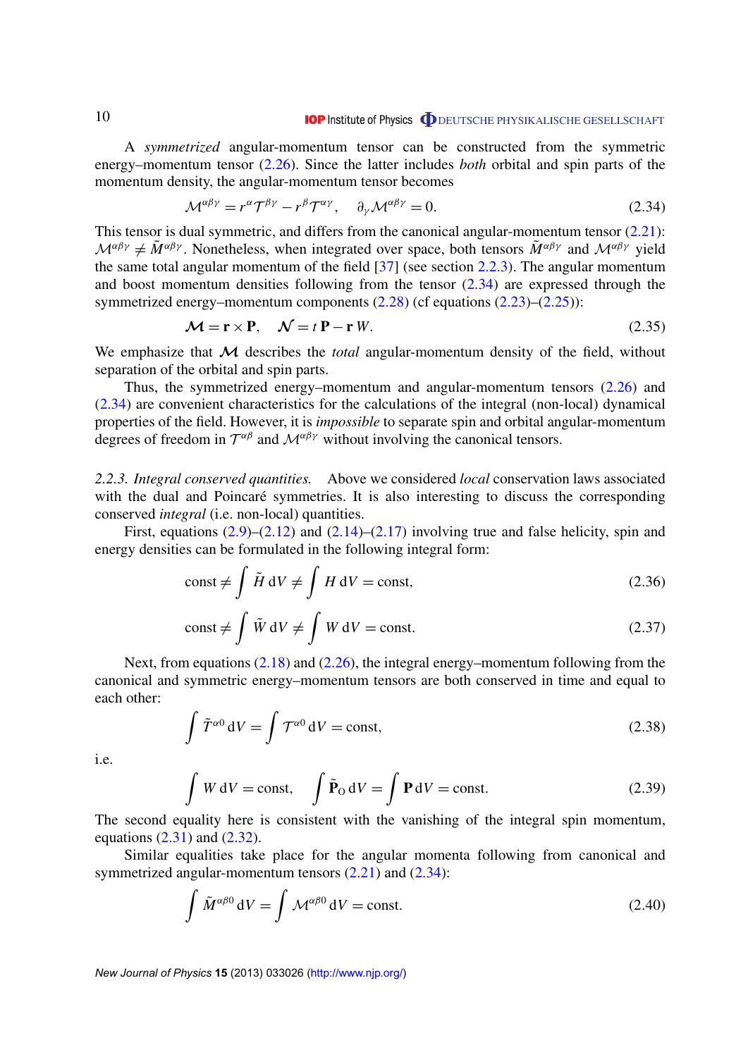A *symmetrized* angular-momentum tensor can be constructed from the symmetric energy–momentum tensor (2.26). Since the latter includes *both* orbital and spin parts of the momentum density, the angular-momentum tensor becomes

$$\mathcal{M}^{\alpha\beta\gamma} = r^{\alpha}\mathcal{T}^{\beta\gamma} - r^{\beta}\mathcal{T}^{\alpha\gamma}, \quad \partial_{\gamma}\mathcal{M}^{\alpha\beta\gamma} = 0. \tag{2.34}$$

This tensor is dual symmetric, and differs from the canonical angular-momentum tensor (2.21): $\mathcal{M}^{\alpha\beta\gamma} \neq \tilde{M}^{\alpha\beta\gamma}$. Nonetheless, when integrated over space, both tensors $\tilde{M}^{\alpha\beta\gamma}$ and $\mathcal{M}^{\alpha\beta\gamma}$ yield the same total angular momentum of the field [37] (see section 2.2.3). The angular momentum and boost momentum densities following from the tensor (2.34) are expressed through the symmetrized energy–momentum components (2.28) (cf equations (2.23)–(2.25)):

$$\boldsymbol{\mathcal{M}} = \mathbf{r} \times \mathbf{P}, \quad \boldsymbol{\mathcal{N}} = t\,\mathbf{P} - \mathbf{r}\,W. \tag{2.35}$$

We emphasize that $\boldsymbol{\mathcal{M}}$ describes the *total* angular-momentum density of the field, without separation of the orbital and spin parts.

Thus, the symmetrized energy–momentum and angular-momentum tensors (2.26) and (2.34) are convenient characteristics for the calculations of the integral (non-local) dynamical properties of the field. However, it is *impossible* to separate spin and orbital angular-momentum degrees of freedom in $\mathcal{T}^{\alpha\beta}$ and $\mathcal{M}^{\alpha\beta\gamma}$ without involving the canonical tensors.

*2.2.3. Integral conserved quantities.* Above we considered *local* conservation laws associated with the dual and Poincaré symmetries. It is also interesting to discuss the corresponding conserved *integral* (i.e. non-local) quantities.

First, equations (2.9)–(2.12) and (2.14)–(2.17) involving true and false helicity, spin and energy densities can be formulated in the following integral form:

$$\text{const} \neq \int \tilde{H}\, \mathrm{d}V \neq \int H\, \mathrm{d}V = \text{const}, \tag{2.36}$$

$$\text{const} \neq \int \tilde{W}\, \mathrm{d}V \neq \int W\, \mathrm{d}V = \text{const}. \tag{2.37}$$

Next, from equations (2.18) and (2.26), the integral energy–momentum following from the canonical and symmetric energy–momentum tensors are both conserved in time and equal to each other:

$$\int \tilde{T}^{\alpha 0}\, \mathrm{d}V = \int \mathcal{T}^{\alpha 0}\, \mathrm{d}V = \text{const}, \tag{2.38}$$

i.e.

$$\int W\, \mathrm{d}V = \text{const}, \quad \int \tilde{\mathbf{P}}_{\mathrm{O}}\, \mathrm{d}V = \int \mathbf{P}\, \mathrm{d}V = \text{const}. \tag{2.39}$$

The second equality here is consistent with the vanishing of the integral spin momentum, equations (2.31) and (2.32).

Similar equalities take place for the angular momenta following from canonical and symmetrized angular-momentum tensors (2.21) and (2.34):

$$\int \tilde{M}^{\alpha\beta 0}\, \mathrm{d}V = \int \mathcal{M}^{\alpha\beta 0}\, \mathrm{d}V = \text{const}. \tag{2.40}$$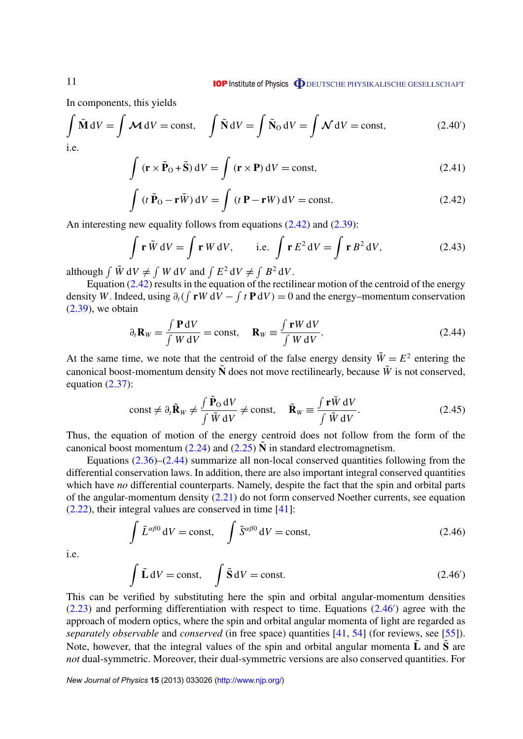In components, this yields

$$\int \tilde{\mathbf{M}}\,\mathrm{d}V = \int \boldsymbol{\mathcal{M}}\,\mathrm{d}V = \text{const}, \qquad \int \tilde{\mathbf{N}}\,\mathrm{d}V = \int \tilde{\mathbf{N}}_{\mathrm{O}}\,\mathrm{d}V = \int \boldsymbol{\mathcal{N}}\,\mathrm{d}V = \text{const}, \tag{2.40$'$}$$

i.e.

$$\int (\mathbf{r}\times\tilde{\mathbf{P}}_{\mathrm{O}} + \tilde{\mathbf{S}})\,\mathrm{d}V = \int (\mathbf{r}\times\mathbf{P})\,\mathrm{d}V = \text{const}, \tag{2.41}$$

$$\int (t\,\tilde{\mathbf{P}}_{\mathrm{O}} - \mathbf{r}\tilde{W})\,\mathrm{d}V = \int (t\,\mathbf{P} - \mathbf{r}W)\,\mathrm{d}V = \text{const}. \tag{2.42}$$

An interesting new equality follows from equations (2.42) and (2.39):

$$\int \mathbf{r}\,\tilde{W}\,\mathrm{d}V = \int \mathbf{r}\,W\,\mathrm{d}V, \qquad \text{i.e.} \quad \int \mathbf{r}\,E^2\,\mathrm{d}V = \int \mathbf{r}\,B^2\,\mathrm{d}V, \tag{2.43}$$

although $\int \tilde{W}\,\mathrm{d}V \neq \int W\,\mathrm{d}V$ and $\int E^2\,\mathrm{d}V \neq \int B^2\,\mathrm{d}V$.

Equation (2.42) results in the equation of the rectilinear motion of the centroid of the energy density $W$. Indeed, using $\partial_t\left(\int \mathbf{r}W\,\mathrm{d}V - \int t\,\mathbf{P}\,\mathrm{d}V\right) = 0$ and the energy–momentum conservation (2.39), we obtain

$$\partial_t \mathbf{R}_W = \frac{\int \mathbf{P}\,\mathrm{d}V}{\int W\,\mathrm{d}V} = \text{const}, \qquad \mathbf{R}_W \equiv \frac{\int \mathbf{r}W\,\mathrm{d}V}{\int W\,\mathrm{d}V}. \tag{2.44}$$

At the same time, we note that the centroid of the false energy density $\tilde{W} = E^2$ entering the canonical boost-momentum density $\tilde{\mathbf{N}}$ does not move rectilinearly, because $\tilde{W}$ is not conserved, equation (2.37):

$$\text{const} \neq \partial_t \tilde{\mathbf{R}}_W \neq \frac{\int \tilde{\mathbf{P}}_{\mathrm{O}}\,\mathrm{d}V}{\int \tilde{W}\,\mathrm{d}V} \neq \text{const}, \qquad \tilde{\mathbf{R}}_W \equiv \frac{\int \mathbf{r}\tilde{W}\,\mathrm{d}V}{\int \tilde{W}\,\mathrm{d}V}. \tag{2.45}$$

Thus, the equation of motion of the energy centroid does not follow from the form of the canonical boost momentum (2.24) and (2.25) $\tilde{\mathbf{N}}$ in standard electromagnetism.

Equations (2.36)–(2.44) summarize all non-local conserved quantities following from the differential conservation laws. In addition, there are also important integral conserved quantities which have *no* differential counterparts. Namely, despite the fact that the spin and orbital parts of the angular-momentum density (2.21) do not form conserved Noether currents, see equation (2.22), their integral values are conserved in time [41]:

$$\int \tilde{L}^{\alpha\beta 0}\,\mathrm{d}V = \text{const}, \qquad \int \tilde{S}^{\alpha\beta 0}\,\mathrm{d}V = \text{const}, \tag{2.46}$$

i.e.

$$\int \tilde{\mathbf{L}}\,\mathrm{d}V = \text{const}, \qquad \int \tilde{\mathbf{S}}\,\mathrm{d}V = \text{const}. \tag{2.46$'$}$$

This can be verified by substituting here the spin and orbital angular-momentum densities (2.23) and performing differentiation with respect to time. Equations (2.46$'$) agree with the approach of modern optics, where the spin and orbital angular momenta of light are regarded as *separately observable* and *conserved* (in free space) quantities [41, 54] (for reviews, see [55]). Note, however, that the integral values of the spin and orbital angular momenta $\tilde{\mathbf{L}}$ and $\tilde{\mathbf{S}}$ are *not* dual-symmetric. Moreover, their dual-symmetric versions are also conserved quantities. For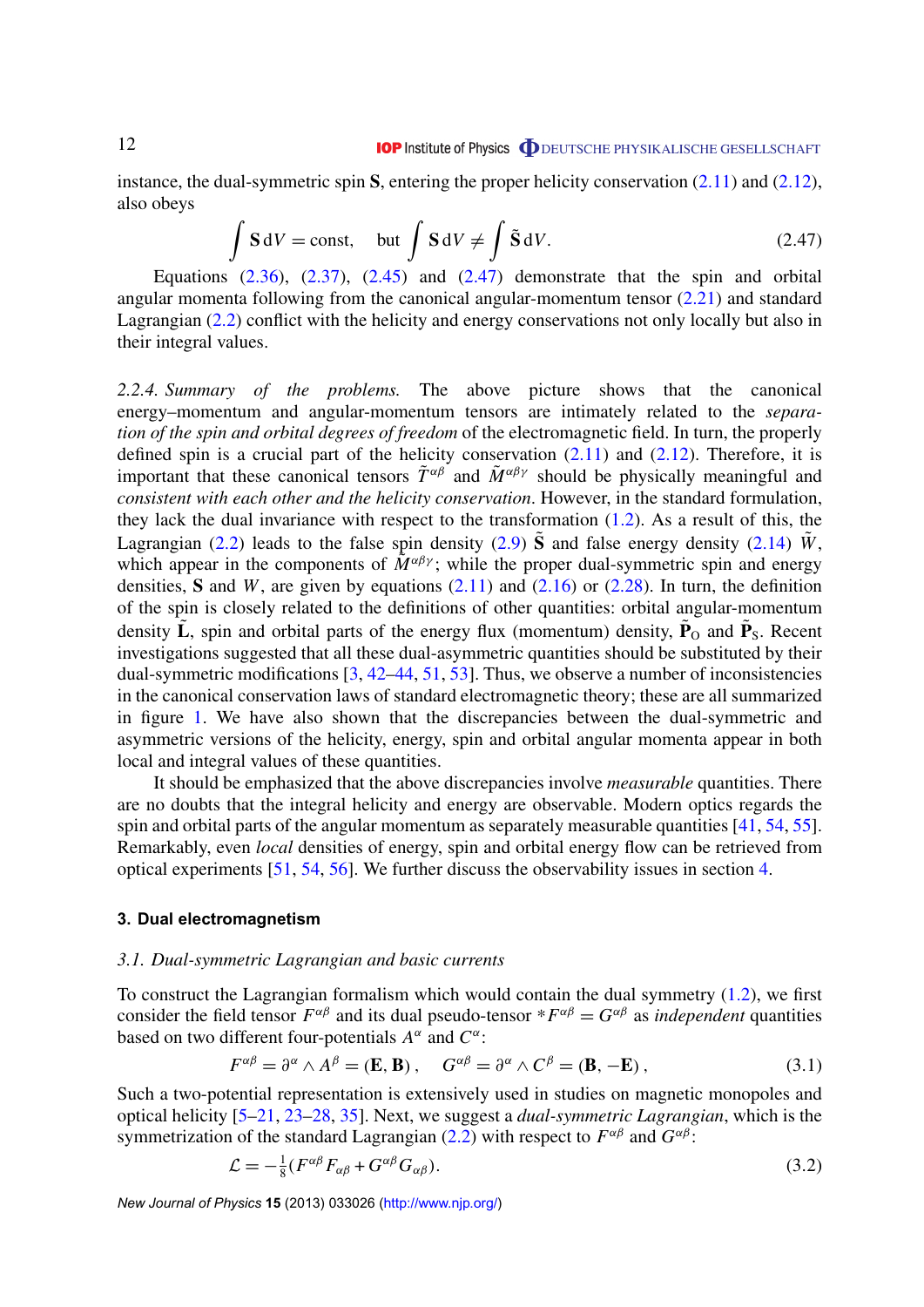instance, the dual-symmetric spin $\mathbf{S}$, entering the proper helicity conservation (2.11) and (2.12), also obeys

$$\int \mathbf{S}\,\mathrm{d}V = \text{const}, \quad \text{but} \int \mathbf{S}\,\mathrm{d}V \neq \int \tilde{\mathbf{S}}\,\mathrm{d}V. \tag{2.47}$$

Equations (2.36), (2.37), (2.45) and (2.47) demonstrate that the spin and orbital angular momenta following from the canonical angular-momentum tensor (2.21) and standard Lagrangian (2.2) conflict with the helicity and energy conservations not only locally but also in their integral values.

*2.2.4. Summary of the problems.* The above picture shows that the canonical energy–momentum and angular-momentum tensors are intimately related to the *separation of the spin and orbital degrees of freedom* of the electromagnetic field. In turn, the properly defined spin is a crucial part of the helicity conservation (2.11) and (2.12). Therefore, it is important that these canonical tensors $\tilde{T}^{\alpha\beta}$ and $\tilde{M}^{\alpha\beta\gamma}$ should be physically meaningful and *consistent with each other and the helicity conservation*. However, in the standard formulation, they lack the dual invariance with respect to the transformation (1.2). As a result of this, the Lagrangian (2.2) leads to the false spin density (2.9) $\tilde{\mathbf{S}}$ and false energy density (2.14) $\tilde{W}$, which appear in the components of $\tilde{M}^{\alpha\beta\gamma}$; while the proper dual-symmetric spin and energy densities, $\mathbf{S}$ and $W$, are given by equations (2.11) and (2.16) or (2.28). In turn, the definition of the spin is closely related to the definitions of other quantities: orbital angular-momentum density $\tilde{\mathbf{L}}$, spin and orbital parts of the energy flux (momentum) density, $\tilde{\mathbf{P}}_{\mathrm{O}}$ and $\tilde{\mathbf{P}}_{\mathrm{S}}$. Recent investigations suggested that all these dual-asymmetric quantities should be substituted by their dual-symmetric modifications [3, 42–44, 51, 53]. Thus, we observe a number of inconsistencies in the canonical conservation laws of standard electromagnetic theory; these are all summarized in figure 1. We have also shown that the discrepancies between the dual-symmetric and asymmetric versions of the helicity, energy, spin and orbital angular momenta appear in both local and integral values of these quantities.

It should be emphasized that the above discrepancies involve *measurable* quantities. There are no doubts that the integral helicity and energy are observable. Modern optics regards the spin and orbital parts of the angular momentum as separately measurable quantities [41, 54, 55]. Remarkably, even *local* densities of energy, spin and orbital energy flow can be retrieved from optical experiments [51, 54, 56]. We further discuss the observability issues in section 4.

## 3. Dual electromagnetism

### 3.1. Dual-symmetric Lagrangian and basic currents

To construct the Lagrangian formalism which would contain the dual symmetry (1.2), we first consider the field tensor $F^{\alpha\beta}$ and its dual pseudo-tensor $*F^{\alpha\beta} = G^{\alpha\beta}$ as *independent* quantities based on two different four-potentials $A^{\alpha}$ and $C^{\alpha}$:

$$F^{\alpha\beta} = \partial^{\alpha} \wedge A^{\beta} = (\mathbf{E}, \mathbf{B}), \quad G^{\alpha\beta} = \partial^{\alpha} \wedge C^{\beta} = (\mathbf{B}, -\mathbf{E}), \tag{3.1}$$

Such a two-potential representation is extensively used in studies on magnetic monopoles and optical helicity [5–21, 23–28, 35]. Next, we suggest a *dual-symmetric Lagrangian*, which is the symmetrization of the standard Lagrangian (2.2) with respect to $F^{\alpha\beta}$ and $G^{\alpha\beta}$:

$$\mathcal{L} = -\tfrac{1}{8}(F^{\alpha\beta}F_{\alpha\beta} + G^{\alpha\beta}G_{\alpha\beta}). \tag{3.2}$$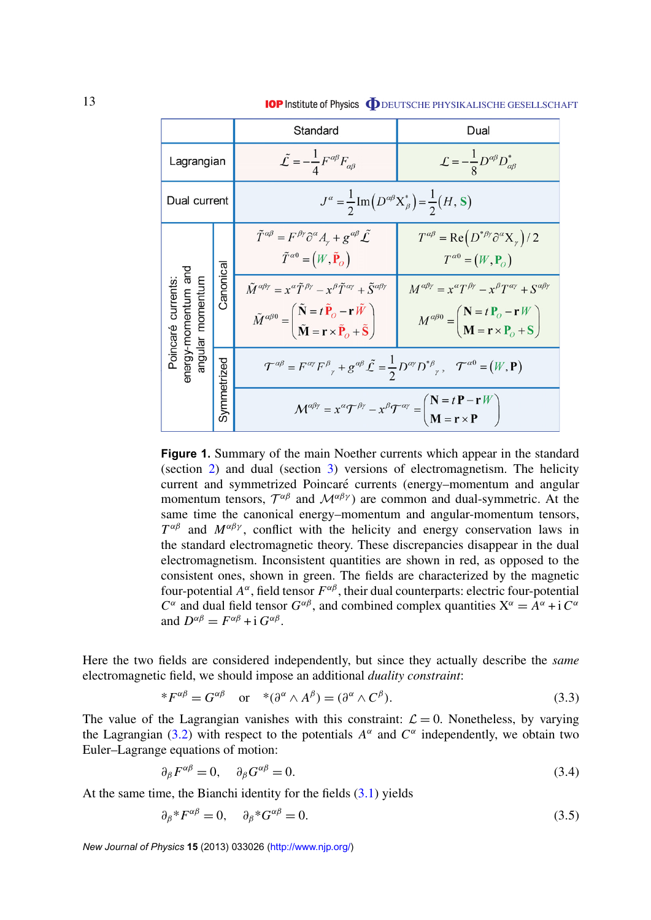| | | Standard | Dual |
|---|---|---|---|
| Lagrangian | | $\tilde{\mathcal{L}} = -\frac{1}{4} F^{\alpha\beta} F_{\alpha\beta}$ | $\mathcal{L} = -\frac{1}{8} D^{\alpha\beta} D^*_{\alpha\beta}$ |
| Dual current | | $J^\alpha = \frac{1}{2} \mathrm{Im}\left(D^{\alpha\beta} \mathrm{X}^*_\beta\right) = \frac{1}{2}(H, \mathbf{S})$ | |
| Poincaré currents: energy-momentum and angular momentum | Canonical | $\tilde{T}^{\alpha\beta} = F^{\beta\gamma} \partial^\alpha A_\gamma + g^{\alpha\beta} \tilde{\mathcal{L}}$ <br> $\tilde{T}^{\alpha 0} = (W, \tilde{\mathbf{P}}_O)$ | $T^{\alpha\beta} = \mathrm{Re}\left(D^{*\beta\gamma} \partial^\alpha \mathrm{X}_\gamma\right)/2$ <br> $T^{\alpha 0} = (W, \mathbf{P}_O)$ |
| | Canonical | $\tilde{M}^{\alpha\beta\gamma} = x^\alpha \tilde{T}^{\beta\gamma} - x^\beta \tilde{T}^{\alpha\gamma} + \tilde{S}^{\alpha\beta\gamma}$ <br> $\tilde{M}^{\alpha\beta 0} = \begin{pmatrix} \tilde{\mathbf{N}} = t\tilde{\mathbf{P}}_O - \mathbf{r}\tilde{W} \\ \tilde{\mathbf{M}} = \mathbf{r} \times \tilde{\mathbf{P}}_O + \tilde{\mathbf{S}} \end{pmatrix}$ | $M^{\alpha\beta\gamma} = x^\alpha T^{\beta\gamma} - x^\beta T^{\alpha\gamma} + S^{\alpha\beta\gamma}$ <br> $M^{\alpha\beta 0} = \begin{pmatrix} \mathbf{N} = t\mathbf{P}_O - \mathbf{r}W \\ \mathbf{M} = \mathbf{r} \times \mathbf{P}_O + \mathbf{S} \end{pmatrix}$ |
| | Symmetrized | $\mathcal{T}^{\alpha\beta} = F^{\alpha\gamma} F^\beta{}_\gamma + g^{\alpha\beta} \tilde{\mathcal{L}} = \frac{1}{2} D^{\alpha\gamma} D^{*\beta}{}_\gamma, \quad \mathcal{T}^{\alpha 0} = (W, \mathbf{P})$ | |
| | Symmetrized | $\mathcal{M}^{\alpha\beta\gamma} = x^\alpha \mathcal{T}^{\beta\gamma} - x^\beta \mathcal{T}^{\alpha\gamma} = \begin{pmatrix} \mathbf{N} = t\mathbf{P} - \mathbf{r}W \\ \mathbf{M} = \mathbf{r} \times \mathbf{P} \end{pmatrix}$ | |

**Figure 1.** Summary of the main Noether currents which appear in the standard (section 2) and dual (section 3) versions of electromagnetism. The helicity current and symmetrized Poincaré currents (energy–momentum and angular momentum tensors, $\mathcal{T}^{\alpha\beta}$ and $\mathcal{M}^{\alpha\beta\gamma}$) are common and dual-symmetric. At the same time the canonical energy–momentum and angular-momentum tensors, $T^{\alpha\beta}$ and $M^{\alpha\beta\gamma}$, conflict with the helicity and energy conservation laws in the standard electromagnetic theory. These discrepancies disappear in the dual electromagnetism. Inconsistent quantities are shown in red, as opposed to the consistent ones, shown in green. The fields are characterized by the magnetic four-potential $A^\alpha$, field tensor $F^{\alpha\beta}$, their dual counterparts: electric four-potential $C^\alpha$ and dual field tensor $G^{\alpha\beta}$, and combined complex quantities $\mathrm{X}^\alpha = A^\alpha + \mathrm{i}\, C^\alpha$ and $D^{\alpha\beta} = F^{\alpha\beta} + \mathrm{i}\, G^{\alpha\beta}$.

Here the two fields are considered independently, but since they actually describe the *same* electromagnetic field, we should impose an additional *duality constraint*:

$$*F^{\alpha\beta} = G^{\alpha\beta} \quad \text{or} \quad *(\partial^\alpha \wedge A^\beta) = (\partial^\alpha \wedge C^\beta). \tag{3.3}$$

The value of the Lagrangian vanishes with this constraint: $\mathcal{L} = 0$. Nonetheless, by varying the Lagrangian (3.2) with respect to the potentials $A^\alpha$ and $C^\alpha$ independently, we obtain two Euler–Lagrange equations of motion:

$$\partial_\beta F^{\alpha\beta} = 0, \quad \partial_\beta G^{\alpha\beta} = 0. \tag{3.4}$$

At the same time, the Bianchi identity for the fields (3.1) yields

$$\partial_\beta {*F}^{\alpha\beta} = 0, \quad \partial_\beta {*G}^{\alpha\beta} = 0. \tag{3.5}$$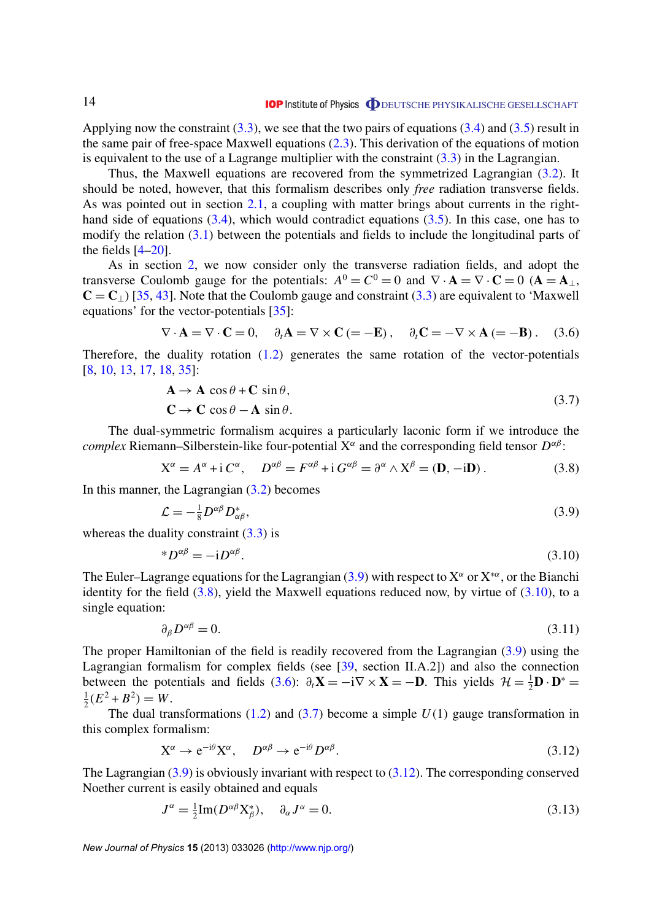Applying now the constraint (3.3), we see that the two pairs of equations (3.4) and (3.5) result in the same pair of free-space Maxwell equations (2.3). This derivation of the equations of motion is equivalent to the use of a Lagrange multiplier with the constraint (3.3) in the Lagrangian.

Thus, the Maxwell equations are recovered from the symmetrized Lagrangian (3.2). It should be noted, however, that this formalism describes only *free* radiation transverse fields. As was pointed out in section 2.1, a coupling with matter brings about currents in the right-hand side of equations (3.4), which would contradict equations (3.5). In this case, one has to modify the relation (3.1) between the potentials and fields to include the longitudinal parts of the fields [4–20].

As in section 2, we now consider only the transverse radiation fields, and adopt the transverse Coulomb gauge for the potentials: $A^0 = C^0 = 0$ and $\nabla \cdot \mathbf{A} = \nabla \cdot \mathbf{C} = 0$ ($\mathbf{A} = \mathbf{A}_\perp$, $\mathbf{C} = \mathbf{C}_\perp$) [35, 43]. Note that the Coulomb gauge and constraint (3.3) are equivalent to 'Maxwell equations' for the vector-potentials [35]:

$$\nabla \cdot \mathbf{A} = \nabla \cdot \mathbf{C} = 0, \quad \partial_t \mathbf{A} = \nabla \times \mathbf{C}\,(= -\mathbf{E}), \quad \partial_t \mathbf{C} = -\nabla \times \mathbf{A}\,(= -\mathbf{B}). \tag{3.6}$$

Therefore, the duality rotation (1.2) generates the same rotation of the vector-potentials [8, 10, 13, 17, 18, 35]:

$$\begin{aligned} \mathbf{A} &\to \mathbf{A}\,\cos\theta + \mathbf{C}\,\sin\theta, \\ \mathbf{C} &\to \mathbf{C}\,\cos\theta - \mathbf{A}\,\sin\theta. \end{aligned} \tag{3.7}$$

The dual-symmetric formalism acquires a particularly laconic form if we introduce the *complex* Riemann–Silberstein-like four-potential $\mathrm{X}^\alpha$ and the corresponding field tensor $D^{\alpha\beta}$:

$$\mathrm{X}^\alpha = A^\alpha + \mathrm{i}\, C^\alpha, \quad D^{\alpha\beta} = F^{\alpha\beta} + \mathrm{i}\, G^{\alpha\beta} = \partial^\alpha \wedge \mathrm{X}^\beta = (\mathbf{D}, -\mathrm{i}\mathbf{D})\,. \tag{3.8}$$

In this manner, the Lagrangian (3.2) becomes

$$\mathcal{L} = -\tfrac{1}{8} D^{\alpha\beta} D^*_{\alpha\beta}, \tag{3.9}$$

whereas the duality constraint (3.3) is

$$^*D^{\alpha\beta} = -\mathrm{i} D^{\alpha\beta}. \tag{3.10}$$

The Euler–Lagrange equations for the Lagrangian (3.9) with respect to $\mathrm{X}^\alpha$ or $\mathrm{X}^{*\alpha}$, or the Bianchi identity for the field (3.8), yield the Maxwell equations reduced now, by virtue of (3.10), to a single equation:

$$\partial_\beta D^{\alpha\beta} = 0. \tag{3.11}$$

The proper Hamiltonian of the field is readily recovered from the Lagrangian (3.9) using the Lagrangian formalism for complex fields (see [39, section II.A.2]) and also the connection between the potentials and fields (3.6): $\partial_t \mathbf{X} = -\mathrm{i}\nabla \times \mathbf{X} = -\mathbf{D}$. This yields $\mathcal{H} = \frac{1}{2}\mathbf{D} \cdot \mathbf{D}^* = \frac{1}{2}(E^2 + B^2) = W$.

The dual transformations (1.2) and (3.7) become a simple $U(1)$ gauge transformation in this complex formalism:

$$\mathrm{X}^\alpha \to \mathrm{e}^{-\mathrm{i}\theta} \mathrm{X}^\alpha, \quad D^{\alpha\beta} \to \mathrm{e}^{-\mathrm{i}\theta} D^{\alpha\beta}. \tag{3.12}$$

The Lagrangian (3.9) is obviously invariant with respect to (3.12). The corresponding conserved Noether current is easily obtained and equals

$$J^\alpha = \tfrac{1}{2}\mathrm{Im}(D^{\alpha\beta} \mathrm{X}^*_\beta), \quad \partial_\alpha J^\alpha = 0. \tag{3.13}$$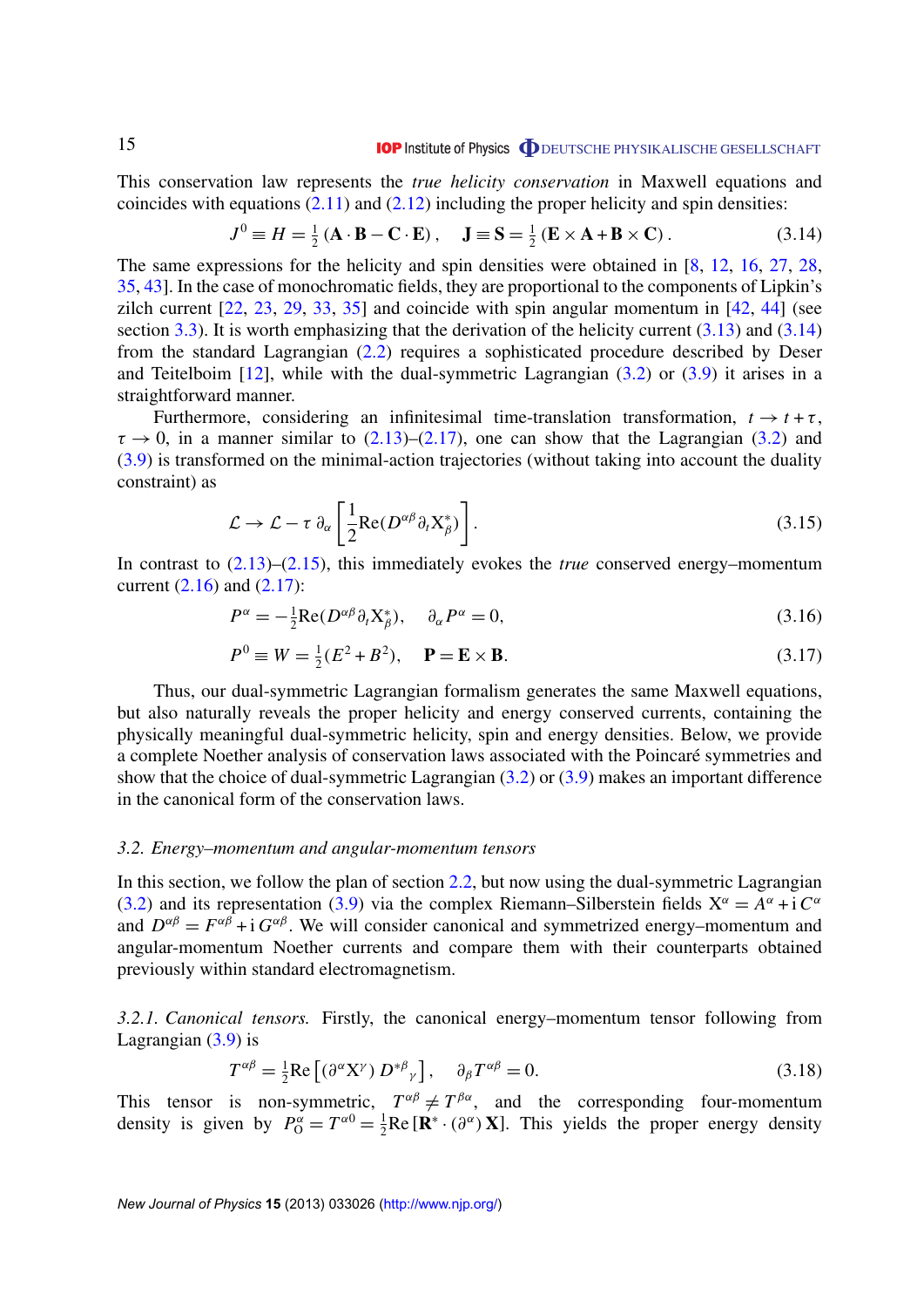This conservation law represents the *true helicity conservation* in Maxwell equations and coincides with equations (2.11) and (2.12) including the proper helicity and spin densities:

$$J^0 \equiv H = \tfrac{1}{2}\left(\mathbf{A}\cdot\mathbf{B} - \mathbf{C}\cdot\mathbf{E}\right), \quad \mathbf{J} \equiv \mathbf{S} = \tfrac{1}{2}\left(\mathbf{E}\times\mathbf{A} + \mathbf{B}\times\mathbf{C}\right). \tag{3.14}$$

The same expressions for the helicity and spin densities were obtained in [8, 12, 16, 27, 28, 35, 43]. In the case of monochromatic fields, they are proportional to the components of Lipkin's zilch current [22, 23, 29, 33, 35] and coincide with spin angular momentum in [42, 44] (see section 3.3). It is worth emphasizing that the derivation of the helicity current (3.13) and (3.14) from the standard Lagrangian (2.2) requires a sophisticated procedure described by Deser and Teitelboim [12], while with the dual-symmetric Lagrangian (3.2) or (3.9) it arises in a straightforward manner.

Furthermore, considering an infinitesimal time-translation transformation, $t \to t + \tau$, $\tau \to 0$, in a manner similar to (2.13)–(2.17), one can show that the Lagrangian (3.2) and (3.9) is transformed on the minimal-action trajectories (without taking into account the duality constraint) as

$$\mathcal{L} \to \mathcal{L} - \tau\, \partial_\alpha \left[\frac{1}{2}\mathrm{Re}\left(D^{\alpha\beta}\partial_t \mathrm{X}^*_\beta\right)\right]. \tag{3.15}$$

In contrast to (2.13)–(2.15), this immediately evokes the *true* conserved energy–momentum current (2.16) and (2.17):

$$P^\alpha = -\tfrac{1}{2}\mathrm{Re}\left(D^{\alpha\beta}\partial_t \mathrm{X}^*_\beta\right), \quad \partial_\alpha P^\alpha = 0, \tag{3.16}$$

$$P^0 \equiv W = \tfrac{1}{2}\left(E^2 + B^2\right), \quad \mathbf{P} = \mathbf{E}\times\mathbf{B}. \tag{3.17}$$

Thus, our dual-symmetric Lagrangian formalism generates the same Maxwell equations, but also naturally reveals the proper helicity and energy conserved currents, containing the physically meaningful dual-symmetric helicity, spin and energy densities. Below, we provide a complete Noether analysis of conservation laws associated with the Poincaré symmetries and show that the choice of dual-symmetric Lagrangian (3.2) or (3.9) makes an important difference in the canonical form of the conservation laws.

### 3.2. Energy–momentum and angular-momentum tensors

In this section, we follow the plan of section 2.2, but now using the dual-symmetric Lagrangian (3.2) and its representation (3.9) via the complex Riemann–Silberstein fields $\mathrm{X}^\alpha = A^\alpha + i\,C^\alpha$ and $D^{\alpha\beta} = F^{\alpha\beta} + i\,G^{\alpha\beta}$. We will consider canonical and symmetrized energy–momentum and angular-momentum Noether currents and compare them with their counterparts obtained previously within standard electromagnetism.

*3.2.1. Canonical tensors.* Firstly, the canonical energy–momentum tensor following from Lagrangian (3.9) is

$$T^{\alpha\beta} = \tfrac{1}{2}\mathrm{Re}\left[\left(\partial^\alpha \mathrm{X}^\gamma\right) D^{*\beta}{}_\gamma\right], \quad \partial_\beta T^{\alpha\beta} = 0. \tag{3.18}$$

This tensor is non-symmetric, $T^{\alpha\beta} \neq T^{\beta\alpha}$, and the corresponding four-momentum density is given by $P^\alpha_{\mathrm{O}} = T^{\alpha 0} = \tfrac{1}{2}\mathrm{Re}\left[\mathbf{R}^*\cdot\left(\partial^\alpha\right)\mathbf{X}\right]$. This yields the proper energy density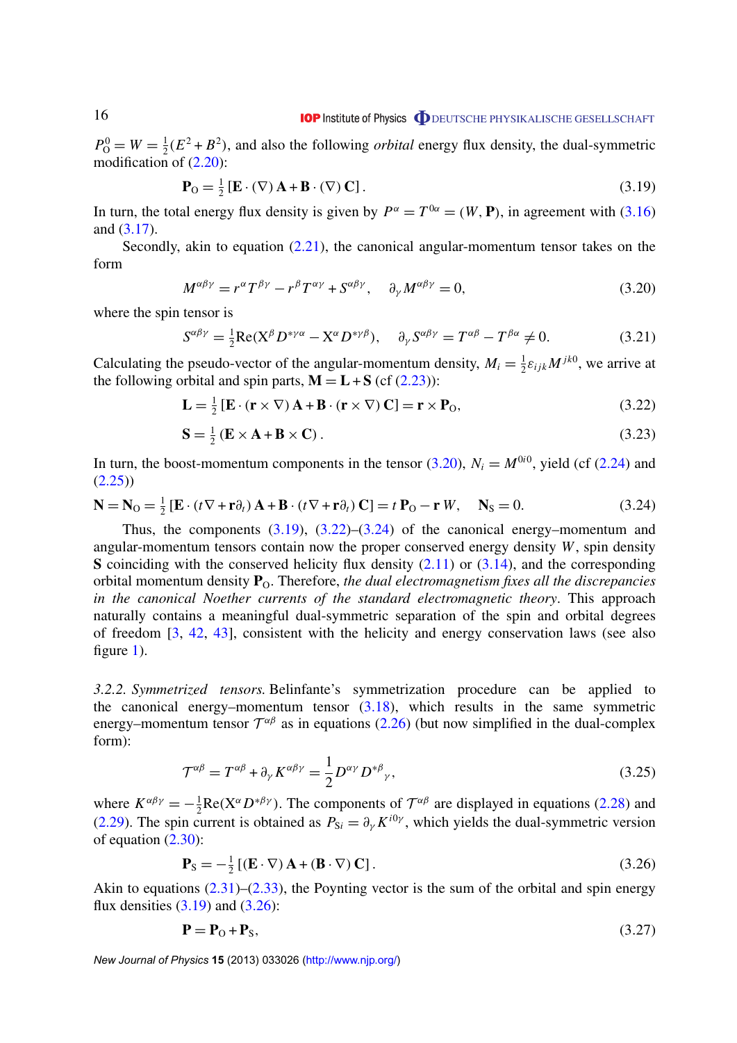$P^0_{\mathrm{O}} = W = \frac{1}{2}(E^2 + B^2)$, and also the following *orbital* energy flux density, the dual-symmetric modification of (2.20):

$$\mathbf{P}_{\mathrm{O}} = \tfrac{1}{2}\left[\mathbf{E}\cdot(\nabla)\,\mathbf{A} + \mathbf{B}\cdot(\nabla)\,\mathbf{C}\right]. \tag{3.19}$$

In turn, the total energy flux density is given by $P^\alpha = T^{0\alpha} = (W, \mathbf{P})$, in agreement with (3.16) and (3.17).

Secondly, akin to equation (2.21), the canonical angular-momentum tensor takes on the form

$$M^{\alpha\beta\gamma} = r^\alpha T^{\beta\gamma} - r^\beta T^{\alpha\gamma} + S^{\alpha\beta\gamma}, \quad \partial_\gamma M^{\alpha\beta\gamma} = 0, \tag{3.20}$$

where the spin tensor is

$$S^{\alpha\beta\gamma} = \tfrac{1}{2}\mathrm{Re}(\mathrm{X}^\beta D^{*\gamma\alpha} - \mathrm{X}^\alpha D^{*\gamma\beta}), \quad \partial_\gamma S^{\alpha\beta\gamma} = T^{\alpha\beta} - T^{\beta\alpha} \neq 0. \tag{3.21}$$

Calculating the pseudo-vector of the angular-momentum density, $M_i = \frac{1}{2}\varepsilon_{ijk} M^{jk0}$, we arrive at the following orbital and spin parts, $\mathbf{M} = \mathbf{L} + \mathbf{S}$ (cf (2.23)):

$$\mathbf{L} = \tfrac{1}{2}\left[\mathbf{E}\cdot(\mathbf{r}\times\nabla)\,\mathbf{A} + \mathbf{B}\cdot(\mathbf{r}\times\nabla)\,\mathbf{C}\right] = \mathbf{r}\times\mathbf{P}_{\mathrm{O}}, \tag{3.22}$$

$$\mathbf{S} = \tfrac{1}{2}\left(\mathbf{E}\times\mathbf{A} + \mathbf{B}\times\mathbf{C}\right). \tag{3.23}$$

In turn, the boost-momentum components in the tensor (3.20), $N_i = M^{0i0}$, yield (cf (2.24) and (2.25))

$$\mathbf{N} = \mathbf{N}_{\mathrm{O}} = \tfrac{1}{2}\left[\mathbf{E}\cdot(t\nabla + \mathbf{r}\partial_t)\,\mathbf{A} + \mathbf{B}\cdot(t\nabla + \mathbf{r}\partial_t)\,\mathbf{C}\right] = t\,\mathbf{P}_{\mathrm{O}} - \mathbf{r}\,W, \quad \mathbf{N}_{\mathrm{S}} = 0. \tag{3.24}$$

Thus, the components (3.19), (3.22)–(3.24) of the canonical energy–momentum and angular-momentum tensors contain now the proper conserved energy density $W$, spin density $\mathbf{S}$ coinciding with the conserved helicity flux density (2.11) or (3.14), and the corresponding orbital momentum density $\mathbf{P}_{\mathrm{O}}$. Therefore, *the dual electromagnetism fixes all the discrepancies in the canonical Noether currents of the standard electromagnetic theory*. This approach naturally contains a meaningful dual-symmetric separation of the spin and orbital degrees of freedom [3, 42, 43], consistent with the helicity and energy conservation laws (see also figure 1).

*3.2.2. Symmetrized tensors.* Belinfante's symmetrization procedure can be applied to the canonical energy–momentum tensor (3.18), which results in the same symmetric energy–momentum tensor $\mathcal{T}^{\alpha\beta}$ as in equations (2.26) (but now simplified in the dual-complex form):

$$\mathcal{T}^{\alpha\beta} = T^{\alpha\beta} + \partial_\gamma K^{\alpha\beta\gamma} = \frac{1}{2} D^{\alpha\gamma} D^{*\beta}{}_{\gamma}, \tag{3.25}$$

where $K^{\alpha\beta\gamma} = -\frac{1}{2}\mathrm{Re}(\mathrm{X}^\alpha D^{*\beta\gamma})$. The components of $\mathcal{T}^{\alpha\beta}$ are displayed in equations (2.28) and (2.29). The spin current is obtained as $P_{\mathrm{S}i} = \partial_\gamma K^{i0\gamma}$, which yields the dual-symmetric version of equation (2.30):

$$\mathbf{P}_{\mathrm{S}} = -\tfrac{1}{2}\left[(\mathbf{E}\cdot\nabla)\,\mathbf{A} + (\mathbf{B}\cdot\nabla)\,\mathbf{C}\right]. \tag{3.26}$$

Akin to equations (2.31)–(2.33), the Poynting vector is the sum of the orbital and spin energy flux densities (3.19) and (3.26):

$$\mathbf{P} = \mathbf{P}_{\mathrm{O}} + \mathbf{P}_{\mathrm{S}}, \tag{3.27}$$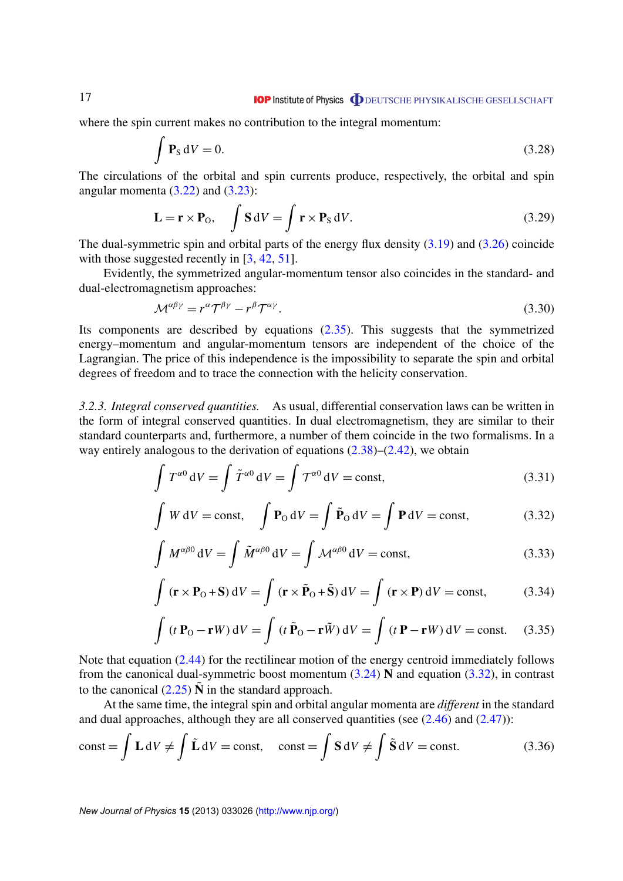where the spin current makes no contribution to the integral momentum:

$$\int \mathbf{P}_{\rm S}\, {\rm d}V = 0. \tag{3.28}$$

The circulations of the orbital and spin currents produce, respectively, the orbital and spin angular momenta (3.22) and (3.23):

$$\mathbf{L} = \mathbf{r} \times \mathbf{P}_{\rm O}, \quad \int \mathbf{S}\, {\rm d}V = \int \mathbf{r} \times \mathbf{P}_{\rm S}\, {\rm d}V. \tag{3.29}$$

The dual-symmetric spin and orbital parts of the energy flux density (3.19) and (3.26) coincide with those suggested recently in [3, 42, 51].

Evidently, the symmetrized angular-momentum tensor also coincides in the standard- and dual-electromagnetism approaches:

$$\mathcal{M}^{\alpha\beta\gamma} = r^{\alpha}\mathcal{T}^{\beta\gamma} - r^{\beta}\mathcal{T}^{\alpha\gamma}. \tag{3.30}$$

Its components are described by equations (2.35). This suggests that the symmetrized energy–momentum and angular-momentum tensors are independent of the choice of the Lagrangian. The price of this independence is the impossibility to separate the spin and orbital degrees of freedom and to trace the connection with the helicity conservation.

*3.2.3. Integral conserved quantities.* As usual, differential conservation laws can be written in the form of integral conserved quantities. In dual electromagnetism, they are similar to their standard counterparts and, furthermore, a number of them coincide in the two formalisms. In a way entirely analogous to the derivation of equations (2.38)–(2.42), we obtain

$$\int T^{\alpha 0}\, {\rm d}V = \int \tilde{T}^{\alpha 0}\, {\rm d}V = \int \mathcal{T}^{\alpha 0}\, {\rm d}V = {\rm const}, \tag{3.31}$$

$$\int W\, {\rm d}V = {\rm const}, \quad \int \mathbf{P}_{\rm O}\, {\rm d}V = \int \tilde{\mathbf{P}}_{\rm O}\, {\rm d}V = \int \mathbf{P}\, {\rm d}V = {\rm const}, \tag{3.32}$$

$$\int M^{\alpha\beta 0}\, {\rm d}V = \int \tilde{M}^{\alpha\beta 0}\, {\rm d}V = \int \mathcal{M}^{\alpha\beta 0}\, {\rm d}V = {\rm const}, \tag{3.33}$$

$$\int (\mathbf{r} \times \mathbf{P}_{\rm O} + \mathbf{S})\, {\rm d}V = \int (\mathbf{r} \times \tilde{\mathbf{P}}_{\rm O} + \tilde{\mathbf{S}})\, {\rm d}V = \int (\mathbf{r} \times \mathbf{P})\, {\rm d}V = {\rm const}, \tag{3.34}$$

$$\int (t\,\mathbf{P}_{\rm O} - \mathbf{r}W)\, {\rm d}V = \int (t\,\tilde{\mathbf{P}}_{\rm O} - \mathbf{r}\tilde{W})\, {\rm d}V = \int (t\,\mathbf{P} - \mathbf{r}W)\, {\rm d}V = {\rm const}. \tag{3.35}$$

Note that equation (2.44) for the rectilinear motion of the energy centroid immediately follows from the canonical dual-symmetric boost momentum (3.24) $\mathbf{N}$ and equation (3.32), in contrast to the canonical (2.25) $\tilde{\mathbf{N}}$ in the standard approach.

At the same time, the integral spin and orbital angular momenta are *different* in the standard and dual approaches, although they are all conserved quantities (see (2.46) and (2.47)):

$${\rm const} = \int \mathbf{L}\, {\rm d}V \neq \int \tilde{\mathbf{L}}\, {\rm d}V = {\rm const}, \quad {\rm const} = \int \mathbf{S}\, {\rm d}V \neq \int \tilde{\mathbf{S}}\, {\rm d}V = {\rm const}. \tag{3.36}$$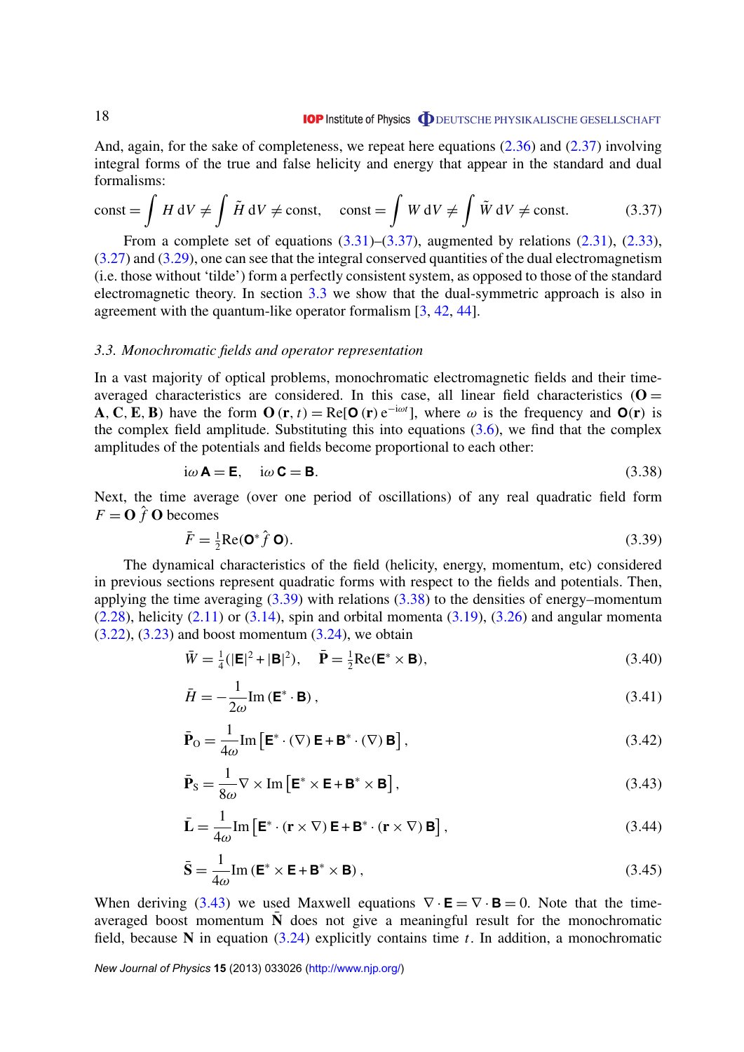And, again, for the sake of completeness, we repeat here equations (2.36) and (2.37) involving integral forms of the true and false helicity and energy that appear in the standard and dual formalisms:

$$\text{const} = \int H \, \mathrm{d}V \neq \int \tilde{H} \, \mathrm{d}V \neq \text{const}, \quad \text{const} = \int W \, \mathrm{d}V \neq \int \tilde{W} \, \mathrm{d}V \neq \text{const}. \tag{3.37}$$

From a complete set of equations (3.31)–(3.37), augmented by relations (2.31), (2.33), (3.27) and (3.29), one can see that the integral conserved quantities of the dual electromagnetism (i.e. those without 'tilde') form a perfectly consistent system, as opposed to those of the standard electromagnetic theory. In section 3.3 we show that the dual-symmetric approach is also in agreement with the quantum-like operator formalism [3, 42, 44].

### 3.3. Monochromatic fields and operator representation

In a vast majority of optical problems, monochromatic electromagnetic fields and their time-averaged characteristics are considered. In this case, all linear field characteristics ($\mathbf{O} = \mathbf{A}, \mathbf{C}, \mathbf{E}, \mathbf{B}$) have the form $\mathbf{O}(\mathbf{r}, t) = \mathrm{Re}[\boldsymbol{\mathsf{O}}(\mathbf{r})\, \mathrm{e}^{-\mathrm{i}\omega t}]$, where $\omega$ is the frequency and $\boldsymbol{\mathsf{O}}(\mathbf{r})$ is the complex field amplitude. Substituting this into equations (3.6), we find that the complex amplitudes of the potentials and fields become proportional to each other:

$$\mathrm{i}\omega \boldsymbol{\mathsf{A}} = \boldsymbol{\mathsf{E}}, \quad \mathrm{i}\omega \boldsymbol{\mathsf{C}} = \boldsymbol{\mathsf{B}}. \tag{3.38}$$

Next, the time average (over one period of oscillations) of any real quadratic field form $F = \mathbf{O}\, \hat{f}\, \mathbf{O}$ becomes

$$\bar{F} = \tfrac{1}{2}\mathrm{Re}(\boldsymbol{\mathsf{O}}^* \hat{f}\, \boldsymbol{\mathsf{O}}). \tag{3.39}$$

The dynamical characteristics of the field (helicity, energy, momentum, etc) considered in previous sections represent quadratic forms with respect to the fields and potentials. Then, applying the time averaging (3.39) with relations (3.38) to the densities of energy–momentum (2.28), helicity (2.11) or (3.14), spin and orbital momenta (3.19), (3.26) and angular momenta (3.22), (3.23) and boost momentum (3.24), we obtain

$$\bar{W} = \tfrac{1}{4}(|\boldsymbol{\mathsf{E}}|^2 + |\boldsymbol{\mathsf{B}}|^2), \quad \bar{\mathbf{P}} = \tfrac{1}{2}\mathrm{Re}(\boldsymbol{\mathsf{E}}^* \times \boldsymbol{\mathsf{B}}), \tag{3.40}$$

$$\bar{H} = -\frac{1}{2\omega}\mathrm{Im}\,(\boldsymbol{\mathsf{E}}^* \cdot \boldsymbol{\mathsf{B}}), \tag{3.41}$$

$$\bar{\mathbf{P}}_{\mathrm{O}} = \frac{1}{4\omega}\mathrm{Im}\left[\boldsymbol{\mathsf{E}}^* \cdot (\nabla)\, \boldsymbol{\mathsf{E}} + \boldsymbol{\mathsf{B}}^* \cdot (\nabla)\, \boldsymbol{\mathsf{B}}\right], \tag{3.42}$$

$$\bar{\mathbf{P}}_{\mathrm{S}} = \frac{1}{8\omega}\nabla \times \mathrm{Im}\left[\boldsymbol{\mathsf{E}}^* \times \boldsymbol{\mathsf{E}} + \boldsymbol{\mathsf{B}}^* \times \boldsymbol{\mathsf{B}}\right], \tag{3.43}$$

$$\bar{\mathbf{L}} = \frac{1}{4\omega}\mathrm{Im}\left[\boldsymbol{\mathsf{E}}^* \cdot (\mathbf{r} \times \nabla)\, \boldsymbol{\mathsf{E}} + \boldsymbol{\mathsf{B}}^* \cdot (\mathbf{r} \times \nabla)\, \boldsymbol{\mathsf{B}}\right], \tag{3.44}$$

$$\bar{\mathbf{S}} = \frac{1}{4\omega}\mathrm{Im}\,(\boldsymbol{\mathsf{E}}^* \times \boldsymbol{\mathsf{E}} + \boldsymbol{\mathsf{B}}^* \times \boldsymbol{\mathsf{B}}), \tag{3.45}$$

When deriving (3.43) we used Maxwell equations $\nabla \cdot \boldsymbol{\mathsf{E}} = \nabla \cdot \boldsymbol{\mathsf{B}} = 0$. Note that the time-averaged boost momentum $\bar{\mathbf{N}}$ does not give a meaningful result for the monochromatic field, because $\mathbf{N}$ in equation (3.24) explicitly contains time $t$. In addition, a monochromatic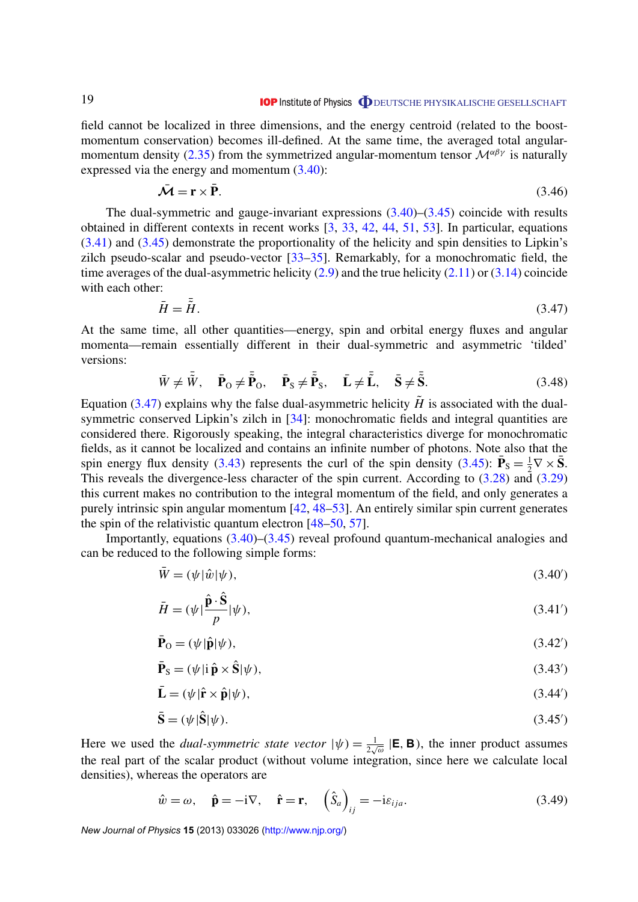field cannot be localized in three dimensions, and the energy centroid (related to the boost-momentum conservation) becomes ill-defined. At the same time, the averaged total angular-momentum density (2.35) from the symmetrized angular-momentum tensor $\mathcal{M}^{\alpha\beta\gamma}$ is naturally expressed via the energy and momentum (3.40):

$$\bar{\boldsymbol{\mathcal{M}}} = \mathbf{r} \times \bar{\mathbf{P}}. \tag{3.46}$$

The dual-symmetric and gauge-invariant expressions (3.40)–(3.45) coincide with results obtained in different contexts in recent works [3, 33, 42, 44, 51, 53]. In particular, equations (3.41) and (3.45) demonstrate the proportionality of the helicity and spin densities to Lipkin's zilch pseudo-scalar and pseudo-vector [33–35]. Remarkably, for a monochromatic field, the time averages of the dual-asymmetric helicity (2.9) and the true helicity (2.11) or (3.14) coincide with each other:

$$\bar{H} = \bar{\tilde{H}}. \tag{3.47}$$

At the same time, all other quantities—energy, spin and orbital energy fluxes and angular momenta—remain essentially different in their dual-symmetric and asymmetric 'tilded' versions:

$$\bar{W} \neq \bar{\tilde{W}}, \quad \bar{\mathbf{P}}_{\mathrm{O}} \neq \bar{\tilde{\mathbf{P}}}_{\mathrm{O}}, \quad \bar{\mathbf{P}}_{\mathrm{S}} \neq \bar{\tilde{\mathbf{P}}}_{\mathrm{S}}, \quad \bar{\mathbf{L}} \neq \bar{\tilde{\mathbf{L}}}, \quad \bar{\mathbf{S}} \neq \bar{\tilde{\mathbf{S}}}. \tag{3.48}$$

Equation (3.47) explains why the false dual-asymmetric helicity $\tilde{H}$ is associated with the dual-symmetric conserved Lipkin's zilch in [34]: monochromatic fields and integral quantities are considered there. Rigorously speaking, the integral characteristics diverge for monochromatic fields, as it cannot be localized and contains an infinite number of photons. Note also that the spin energy flux density (3.43) represents the curl of the spin density (3.45): $\bar{\mathbf{P}}_{\mathrm{S}} = \frac{1}{2}\nabla \times \bar{\mathbf{S}}$. This reveals the divergence-less character of the spin current. According to (3.28) and (3.29) this current makes no contribution to the integral momentum of the field, and only generates a purely intrinsic spin angular momentum [42, 48–53]. An entirely similar spin current generates the spin of the relativistic quantum electron [48–50, 57].

Importantly, equations (3.40)–(3.45) reveal profound quantum-mechanical analogies and can be reduced to the following simple forms:

$$\bar{W} = (\psi|\hat{w}|\psi), \tag{3.40$'$}$$

$$\bar{H} = (\psi|\frac{\hat{\mathbf{p}}\cdot\hat{\mathbf{S}}}{p}|\psi), \tag{3.41$'$}$$

$$\bar{\mathbf{P}}_{\mathrm{O}} = (\psi|\hat{\mathbf{p}}|\psi), \tag{3.42$'$}$$

$$\bar{\mathbf{P}}_{\mathrm{S}} = (\psi|\mathrm{i}\,\hat{\mathbf{p}} \times \hat{\mathbf{S}}|\psi), \tag{3.43$'$}$$

$$\bar{\mathbf{L}} = (\psi|\hat{\mathbf{r}} \times \hat{\mathbf{p}}|\psi), \tag{3.44$'$}$$

$$\bar{\mathbf{S}} = (\psi|\hat{\mathbf{S}}|\psi). \tag{3.45$'$}$$

Here we used the *dual-symmetric state vector* $|\psi) = \frac{1}{2\sqrt{\omega}}\,|\mathbf{E}, \mathbf{B})$, the inner product assumes the real part of the scalar product (without volume integration, since here we calculate local densities), whereas the operators are

$$\hat{w} = \omega, \quad \hat{\mathbf{p}} = -\mathrm{i}\nabla, \quad \hat{\mathbf{r}} = \mathbf{r}, \quad \left(\hat{S}_a\right)_{ij} = -\mathrm{i}\varepsilon_{ija}. \tag{3.49}$$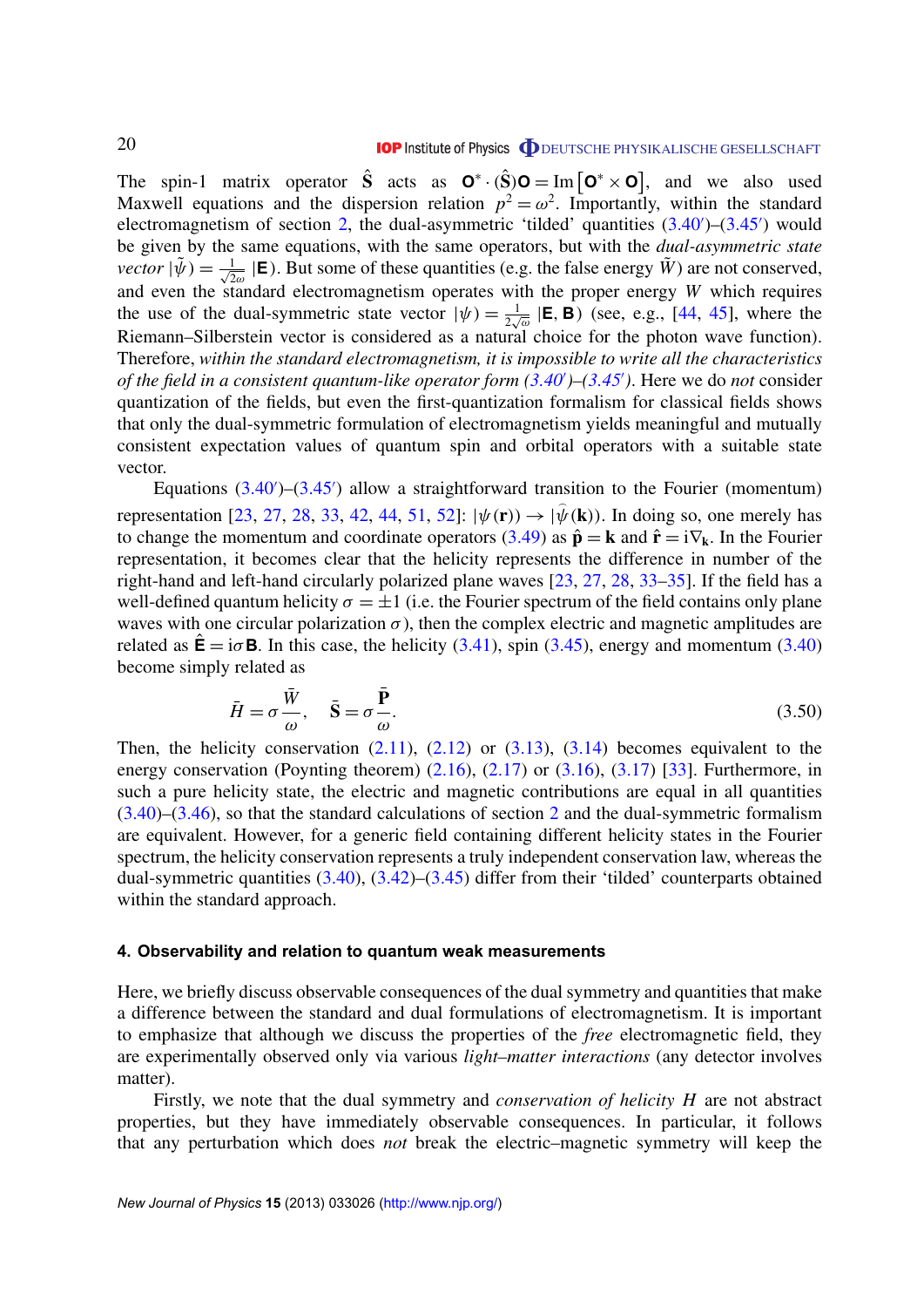The spin-1 matrix operator $\hat{\mathbf{S}}$ acts as $\mathbf{O}^* \cdot (\hat{\mathbf{S}})\mathbf{O} = \text{Im}\left[\mathbf{O}^* \times \mathbf{O}\right]$, and we also used Maxwell equations and the dispersion relation $p^2 = \omega^2$. Importantly, within the standard electromagnetism of section 2, the dual-asymmetric 'tilded' quantities (3.40′)–(3.45′) would be given by the same equations, with the same operators, but with the *dual-asymmetric state vector* $|\tilde{\psi}\rangle = \frac{1}{\sqrt{2\omega}}\,|\mathbf{E}\rangle$. But some of these quantities (e.g. the false energy $\tilde{W}$) are not conserved, and even the standard electromagnetism operates with the proper energy $W$ which requires the use of the dual-symmetric state vector $|\psi\rangle = \frac{1}{2\sqrt{\omega}}\,|\mathbf{E}, \mathbf{B}\rangle$ (see, e.g., [44, 45], where the Riemann–Silberstein vector is considered as a natural choice for the photon wave function). Therefore, *within the standard electromagnetism, it is impossible to write all the characteristics of the field in a consistent quantum-like operator form (3.40′)–(3.45′)*. Here we do *not* consider quantization of the fields, but even the first-quantization formalism for classical fields shows that only the dual-symmetric formulation of electromagnetism yields meaningful and mutually consistent expectation values of quantum spin and orbital operators with a suitable state vector.

Equations (3.40′)–(3.45′) allow a straightforward transition to the Fourier (momentum) representation [23, 27, 28, 33, 42, 44, 51, 52]: $|\psi(\mathbf{r})\rangle \to |\hat{\psi}(\mathbf{k})\rangle$. In doing so, one merely has to change the momentum and coordinate operators (3.49) as $\hat{\mathbf{p}} = \mathbf{k}$ and $\hat{\mathbf{r}} = i\nabla_{\mathbf{k}}$. In the Fourier representation, it becomes clear that the helicity represents the difference in number of the right-hand and left-hand circularly polarized plane waves [23, 27, 28, 33–35]. If the field has a well-defined quantum helicity $\sigma = \pm 1$ (i.e. the Fourier spectrum of the field contains only plane waves with one circular polarization $\sigma$), then the complex electric and magnetic amplitudes are related as $\hat{\mathbf{E}} = i\sigma \mathbf{B}$. In this case, the helicity (3.41), spin (3.45), energy and momentum (3.40) become simply related as

$$\bar{H} = \sigma \frac{\bar{W}}{\omega}, \quad \bar{\mathbf{S}} = \sigma \frac{\bar{\mathbf{P}}}{\omega}. \tag{3.50}$$

Then, the helicity conservation (2.11), (2.12) or (3.13), (3.14) becomes equivalent to the energy conservation (Poynting theorem) (2.16), (2.17) or (3.16), (3.17) [33]. Furthermore, in such a pure helicity state, the electric and magnetic contributions are equal in all quantities (3.40)–(3.46), so that the standard calculations of section 2 and the dual-symmetric formalism are equivalent. However, for a generic field containing different helicity states in the Fourier spectrum, the helicity conservation represents a truly independent conservation law, whereas the dual-symmetric quantities (3.40), (3.42)–(3.45) differ from their 'tilded' counterparts obtained within the standard approach.

## 4. Observability and relation to quantum weak measurements

Here, we briefly discuss observable consequences of the dual symmetry and quantities that make a difference between the standard and dual formulations of electromagnetism. It is important to emphasize that although we discuss the properties of the *free* electromagnetic field, they are experimentally observed only via various *light–matter interactions* (any detector involves matter).

Firstly, we note that the dual symmetry and *conservation of helicity* $H$ are not abstract properties, but they have immediately observable consequences. In particular, it follows that any perturbation which does *not* break the electric–magnetic symmetry will keep the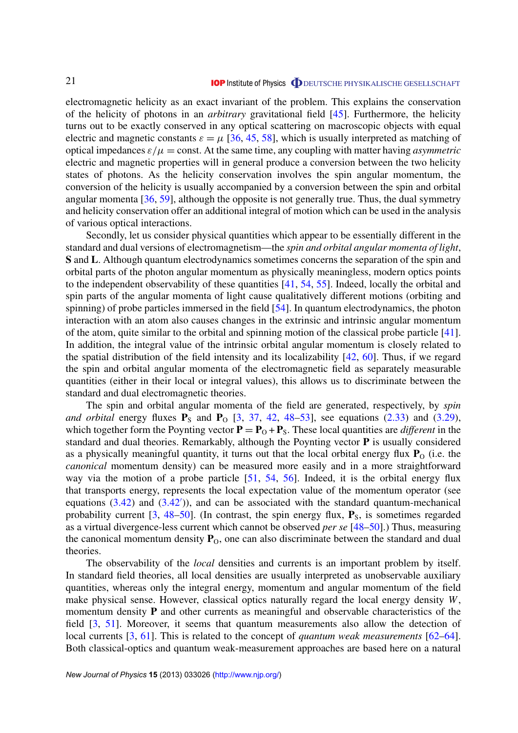electromagnetic helicity as an exact invariant of the problem. This explains the conservation of the helicity of photons in an *arbitrary* gravitational field [45]. Furthermore, the helicity turns out to be exactly conserved in any optical scattering on macroscopic objects with equal electric and magnetic constants $\varepsilon = \mu$ [36, 45, 58], which is usually interpreted as matching of optical impedances $\varepsilon/\mu = \text{const}$. At the same time, any coupling with matter having *asymmetric* electric and magnetic properties will in general produce a conversion between the two helicity states of photons. As the helicity conservation involves the spin angular momentum, the conversion of the helicity is usually accompanied by a conversion between the spin and orbital angular momenta [36, 59], although the opposite is not generally true. Thus, the dual symmetry and helicity conservation offer an additional integral of motion which can be used in the analysis of various optical interactions.

Secondly, let us consider physical quantities which appear to be essentially different in the standard and dual versions of electromagnetism—the *spin and orbital angular momenta of light*, $\mathbf{S}$ and $\mathbf{L}$. Although quantum electrodynamics sometimes concerns the separation of the spin and orbital parts of the photon angular momentum as physically meaningless, modern optics points to the independent observability of these quantities [41, 54, 55]. Indeed, locally the orbital and spin parts of the angular momenta of light cause qualitatively different motions (orbiting and spinning) of probe particles immersed in the field [54]. In quantum electrodynamics, the photon interaction with an atom also causes changes in the extrinsic and intrinsic angular momentum of the atom, quite similar to the orbital and spinning motion of the classical probe particle [41]. In addition, the integral value of the intrinsic orbital angular momentum is closely related to the spatial distribution of the field intensity and its localizability [42, 60]. Thus, if we regard the spin and orbital angular momenta of the electromagnetic field as separately measurable quantities (either in their local or integral values), this allows us to discriminate between the standard and dual electromagnetic theories.

The spin and orbital angular momenta of the field are generated, respectively, by *spin and orbital* energy fluxes $\mathbf{P}_{\text{S}}$ and $\mathbf{P}_{\text{O}}$ [3, 37, 42, 48–53], see equations (2.33) and (3.29), which together form the Poynting vector $\mathbf{P} = \mathbf{P}_{\text{O}} + \mathbf{P}_{\text{S}}$. These local quantities are *different* in the standard and dual theories. Remarkably, although the Poynting vector $\mathbf{P}$ is usually considered as a physically meaningful quantity, it turns out that the local orbital energy flux $\mathbf{P}_{\text{O}}$ (i.e. the *canonical* momentum density) can be measured more easily and in a more straightforward way via the motion of a probe particle [51, 54, 56]. Indeed, it is the orbital energy flux that transports energy, represents the local expectation value of the momentum operator (see equations (3.42) and (3.42′)), and can be associated with the standard quantum-mechanical probability current [3, 48–50]. (In contrast, the spin energy flux, $\mathbf{P}_{\text{S}}$, is sometimes regarded as a virtual divergence-less current which cannot be observed *per se* [48–50].) Thus, measuring the canonical momentum density $\mathbf{P}_{\text{O}}$, one can also discriminate between the standard and dual theories.

The observability of the *local* densities and currents is an important problem by itself. In standard field theories, all local densities are usually interpreted as unobservable auxiliary quantities, whereas only the integral energy, momentum and angular momentum of the field make physical sense. However, classical optics naturally regard the local energy density $W$, momentum density $\mathbf{P}$ and other currents as meaningful and observable characteristics of the field [3, 51]. Moreover, it seems that quantum measurements also allow the detection of local currents [3, 61]. This is related to the concept of *quantum weak measurements* [62–64]. Both classical-optics and quantum weak-measurement approaches are based here on a natural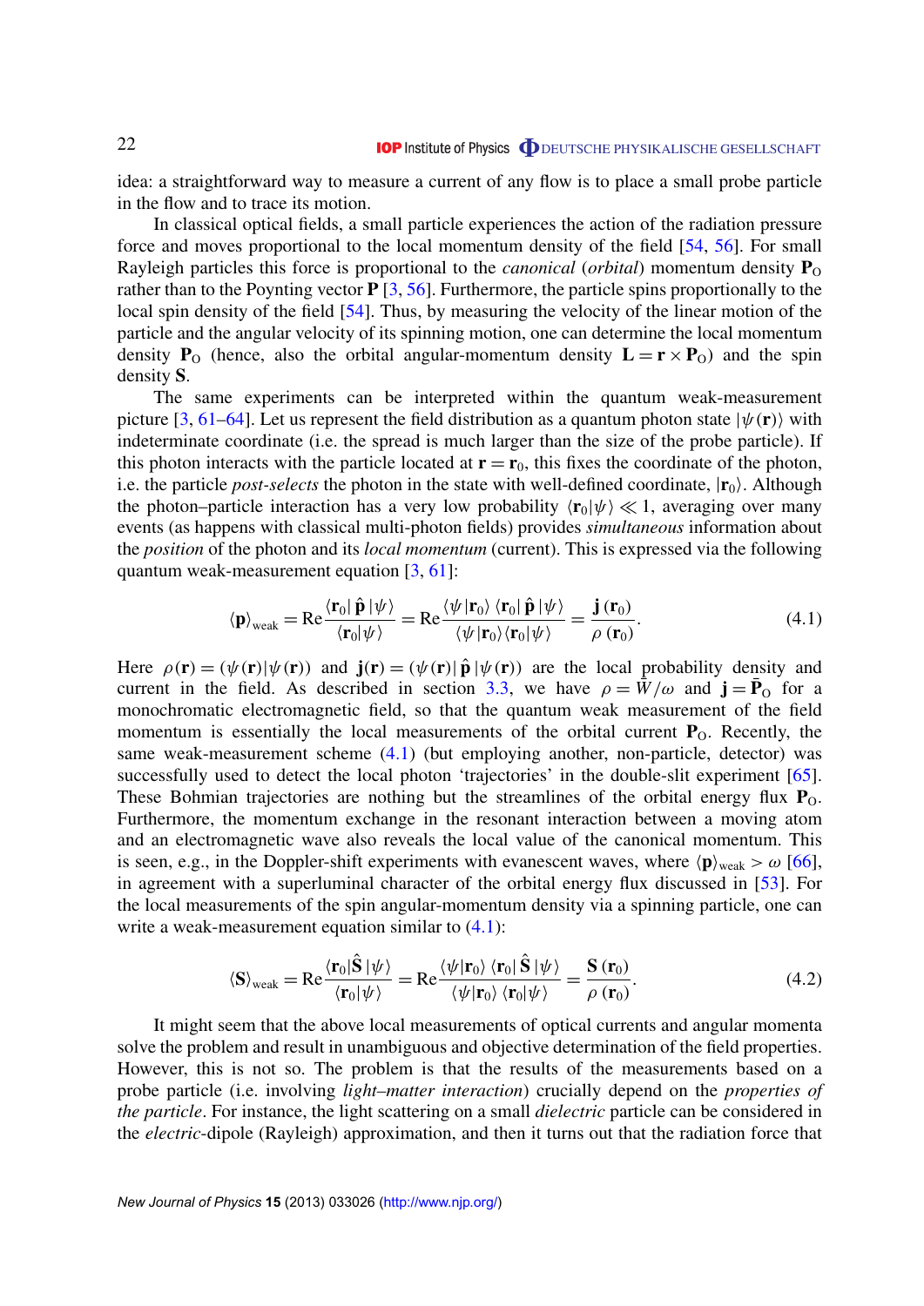idea: a straightforward way to measure a current of any flow is to place a small probe particle in the flow and to trace its motion.

In classical optical fields, a small particle experiences the action of the radiation pressure force and moves proportional to the local momentum density of the field [54, 56]. For small Rayleigh particles this force is proportional to the *canonical* (*orbital*) momentum density $\mathbf{P}_{\rm O}$ rather than to the Poynting vector $\mathbf{P}$ [3, 56]. Furthermore, the particle spins proportionally to the local spin density of the field [54]. Thus, by measuring the velocity of the linear motion of the particle and the angular velocity of its spinning motion, one can determine the local momentum density $\mathbf{P}_{\rm O}$ (hence, also the orbital angular-momentum density $\mathbf{L} = \mathbf{r} \times \mathbf{P}_{\rm O}$) and the spin density $\mathbf{S}$.

The same experiments can be interpreted within the quantum weak-measurement picture [3, 61–64]. Let us represent the field distribution as a quantum photon state $|\psi(\mathbf{r})\rangle$ with indeterminate coordinate (i.e. the spread is much larger than the size of the probe particle). If this photon interacts with the particle located at $\mathbf{r} = \mathbf{r}_0$, this fixes the coordinate of the photon, i.e. the particle *post-selects* the photon in the state with well-defined coordinate, $|\mathbf{r}_0\rangle$. Although the photon–particle interaction has a very low probability $\langle \mathbf{r}_0|\psi\rangle \ll 1$, averaging over many events (as happens with classical multi-photon fields) provides *simultaneous* information about the *position* of the photon and its *local momentum* (current). This is expressed via the following quantum weak-measurement equation [3, 61]:

$$\langle \mathbf{p} \rangle_{\rm weak} = {\rm Re}\frac{\langle \mathbf{r}_0|\,\hat{\mathbf{p}}\,|\psi\rangle}{\langle \mathbf{r}_0|\psi\rangle} = {\rm Re}\frac{\langle \psi|\mathbf{r}_0\rangle\,\langle \mathbf{r}_0|\,\hat{\mathbf{p}}\,|\psi\rangle}{\langle \psi|\mathbf{r}_0\rangle\langle \mathbf{r}_0|\psi\rangle} = \frac{\mathbf{j}\,(\mathbf{r}_0)}{\rho\,(\mathbf{r}_0)}. \tag{4.1}$$

Here $\rho(\mathbf{r}) = (\psi(\mathbf{r})|\psi(\mathbf{r}))$ and $\mathbf{j}(\mathbf{r}) = (\psi(\mathbf{r})|\,\hat{\mathbf{p}}\,|\psi(\mathbf{r}))$ are the local probability density and current in the field. As described in section 3.3, we have $\rho = \bar{W}/\omega$ and $\mathbf{j} = \bar{\mathbf{P}}_{\rm O}$ for a monochromatic electromagnetic field, so that the quantum weak measurement of the field momentum is essentially the local measurements of the orbital current $\mathbf{P}_{\rm O}$. Recently, the same weak-measurement scheme (4.1) (but employing another, non-particle, detector) was successfully used to detect the local photon 'trajectories' in the double-slit experiment [65]. These Bohmian trajectories are nothing but the streamlines of the orbital energy flux $\mathbf{P}_{\rm O}$. Furthermore, the momentum exchange in the resonant interaction between a moving atom and an electromagnetic wave also reveals the local value of the canonical momentum. This is seen, e.g., in the Doppler-shift experiments with evanescent waves, where $\langle \mathbf{p} \rangle_{\rm weak} > \omega$ [66], in agreement with a superluminal character of the orbital energy flux discussed in [53]. For the local measurements of the spin angular-momentum density via a spinning particle, one can write a weak-measurement equation similar to (4.1):

$$\langle \mathbf{S} \rangle_{\rm weak} = {\rm Re}\frac{\langle \mathbf{r}_0|\hat{\mathbf{S}}\,|\psi\rangle}{\langle \mathbf{r}_0|\psi\rangle} = {\rm Re}\frac{\langle \psi|\mathbf{r}_0\rangle\,\langle \mathbf{r}_0|\,\hat{\mathbf{S}}\,|\psi\rangle}{\langle \psi|\mathbf{r}_0\rangle\,\langle \mathbf{r}_0|\psi\rangle} = \frac{\mathbf{S}\,(\mathbf{r}_0)}{\rho\,(\mathbf{r}_0)}. \tag{4.2}$$

It might seem that the above local measurements of optical currents and angular momenta solve the problem and result in unambiguous and objective determination of the field properties. However, this is not so. The problem is that the results of the measurements based on a probe particle (i.e. involving *light–matter interaction*) crucially depend on the *properties of the particle*. For instance, the light scattering on a small *dielectric* particle can be considered in the *electric*-dipole (Rayleigh) approximation, and then it turns out that the radiation force that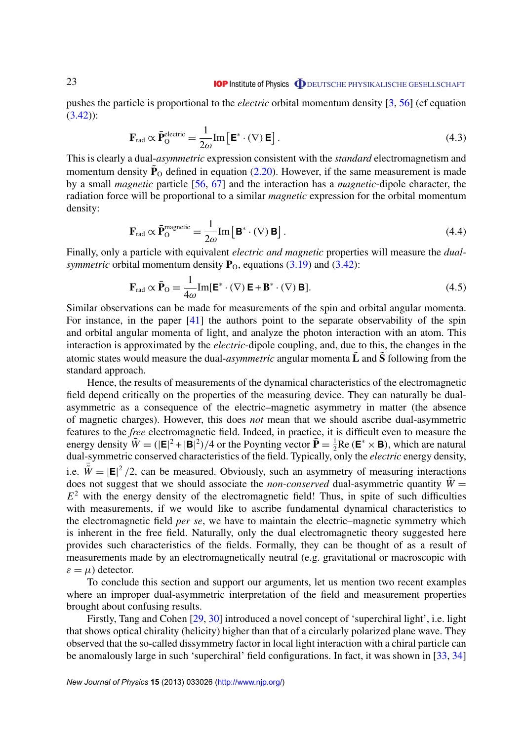pushes the particle is proportional to the *electric* orbital momentum density [3, 56] (cf equation (3.42)):

$$\mathbf{F}_{\rm rad} \propto \bar{\mathbf{P}}_{\rm O}^{\rm electric} = \frac{1}{2\omega}{\rm Im}\left[\mathbf{E}^{*}\cdot(\nabla)\,\mathbf{E}\right]. \tag{4.3}$$

This is clearly a dual-*asymmetric* expression consistent with the *standard* electromagnetism and momentum density $\tilde{\mathbf{P}}_{\rm O}$ defined in equation (2.20). However, if the same measurement is made by a small *magnetic* particle [56, 67] and the interaction has a *magnetic*-dipole character, the radiation force will be proportional to a similar *magnetic* expression for the orbital momentum density:

$$\mathbf{F}_{\rm rad} \propto \bar{\mathbf{P}}_{\rm O}^{\rm magnetic} = \frac{1}{2\omega}{\rm Im}\left[\mathbf{B}^{*}\cdot(\nabla)\,\mathbf{B}\right]. \tag{4.4}$$

Finally, only a particle with equivalent *electric and magnetic* properties will measure the *dual-symmetric* orbital momentum density $\mathbf{P}_{\rm O}$, equations (3.19) and (3.42):

$$\mathbf{F}_{\rm rad} \propto \bar{\mathbf{P}}_{\rm O} = \frac{1}{4\omega}{\rm Im}[\mathbf{E}^{*}\cdot(\nabla)\,\mathbf{E}+\mathbf{B}^{*}\cdot(\nabla)\,\mathbf{B}]. \tag{4.5}$$

Similar observations can be made for measurements of the spin and orbital angular momenta. For instance, in the paper [41] the authors point to the separate observability of the spin and orbital angular momenta of light, and analyze the photon interaction with an atom. This interaction is approximated by the *electric*-dipole coupling, and, due to this, the changes in the atomic states would measure the dual-*asymmetric* angular momenta $\tilde{\mathbf{L}}$ and $\tilde{\mathbf{S}}$ following from the standard approach.

Hence, the results of measurements of the dynamical characteristics of the electromagnetic field depend critically on the properties of the measuring device. They can naturally be dual-asymmetric as a consequence of the electric–magnetic asymmetry in matter (the absence of magnetic charges). However, this does *not* mean that we should ascribe dual-asymmetric features to the *free* electromagnetic field. Indeed, in practice, it is difficult even to measure the energy density $\bar{W} = (|\mathbf{E}|^2 + |\mathbf{B}|^2)/4$ or the Poynting vector $\bar{\mathbf{P}} = \frac{1}{2}{\rm Re}\,(\mathbf{E}^{*}\times\mathbf{B})$, which are natural dual-symmetric conserved characteristics of the field. Typically, only the *electric* energy density, i.e. $\bar{\tilde{W}} = |\mathbf{E}|^2/2$, can be measured. Obviously, such an asymmetry of measuring interactions does not suggest that we should associate the *non-conserved* dual-asymmetric quantity $\tilde{W} = E^2$ with the energy density of the electromagnetic field! Thus, in spite of such difficulties with measurements, if we would like to ascribe fundamental dynamical characteristics to the electromagnetic field *per se*, we have to maintain the electric–magnetic symmetry which is inherent in the free field. Naturally, only the dual electromagnetic theory suggested here provides such characteristics of the fields. Formally, they can be thought of as a result of measurements made by an electromagnetically neutral (e.g. gravitational or macroscopic with $\varepsilon = \mu$) detector.

To conclude this section and support our arguments, let us mention two recent examples where an improper dual-asymmetric interpretation of the field and measurement properties brought about confusing results.

Firstly, Tang and Cohen [29, 30] introduced a novel concept of 'superchiral light', i.e. light that shows optical chirality (helicity) higher than that of a circularly polarized plane wave. They observed that the so-called dissymmetry factor in local light interaction with a chiral particle can be anomalously large in such 'superchiral' field configurations. In fact, it was shown in [33, 34]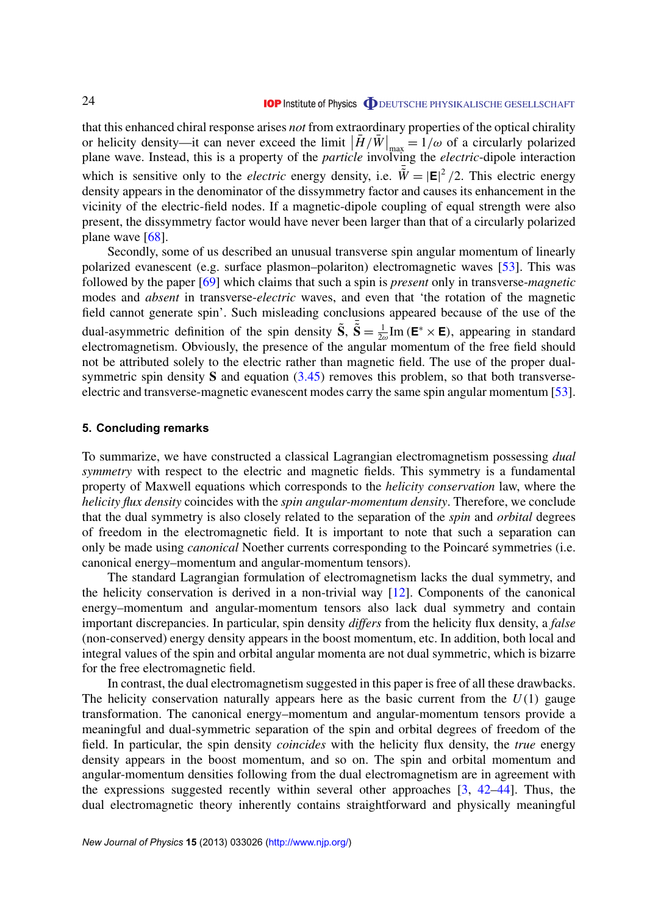that this enhanced chiral response arises *not* from extraordinary properties of the optical chirality or helicity density—it can never exceed the limit $\left|\bar{H}/\bar{W}\right|_{\max} = 1/\omega$ of a circularly polarized plane wave. Instead, this is a property of the *particle* involving the *electric*-dipole interaction which is sensitive only to the *electric* energy density, i.e. $\bar{\tilde{W}} = |\mathbf{E}|^2/2$. This electric energy density appears in the denominator of the dissymmetry factor and causes its enhancement in the vicinity of the electric-field nodes. If a magnetic-dipole coupling of equal strength were also present, the dissymmetry factor would have never been larger than that of a circularly polarized plane wave [68].

Secondly, some of us described an unusual transverse spin angular momentum of linearly polarized evanescent (e.g. surface plasmon–polariton) electromagnetic waves [53]. This was followed by the paper [69] which claims that such a spin is *present* only in transverse-*magnetic* modes and *absent* in transverse-*electric* waves, and even that 'the rotation of the magnetic field cannot generate spin'. Such misleading conclusions appeared because of the use of the dual-asymmetric definition of the spin density $\tilde{\mathbf{S}}$, $\bar{\tilde{\mathbf{S}}} = \frac{1}{2\omega}\mathrm{Im}\,(\mathbf{E}^* \times \mathbf{E})$, appearing in standard electromagnetism. Obviously, the presence of the angular momentum of the free field should not be attributed solely to the electric rather than magnetic field. The use of the proper dual-symmetric spin density $\mathbf{S}$ and equation (3.45) removes this problem, so that both transverse-electric and transverse-magnetic evanescent modes carry the same spin angular momentum [53].

## 5. Concluding remarks

To summarize, we have constructed a classical Lagrangian electromagnetism possessing *dual symmetry* with respect to the electric and magnetic fields. This symmetry is a fundamental property of Maxwell equations which corresponds to the *helicity conservation* law, where the *helicity flux density* coincides with the *spin angular-momentum density*. Therefore, we conclude that the dual symmetry is also closely related to the separation of the *spin* and *orbital* degrees of freedom in the electromagnetic field. It is important to note that such a separation can only be made using *canonical* Noether currents corresponding to the Poincaré symmetries (i.e. canonical energy–momentum and angular-momentum tensors).

The standard Lagrangian formulation of electromagnetism lacks the dual symmetry, and the helicity conservation is derived in a non-trivial way [12]. Components of the canonical energy–momentum and angular-momentum tensors also lack dual symmetry and contain important discrepancies. In particular, spin density *differs* from the helicity flux density, a *false* (non-conserved) energy density appears in the boost momentum, etc. In addition, both local and integral values of the spin and orbital angular momenta are not dual symmetric, which is bizarre for the free electromagnetic field.

In contrast, the dual electromagnetism suggested in this paper is free of all these drawbacks. The helicity conservation naturally appears here as the basic current from the $U(1)$ gauge transformation. The canonical energy–momentum and angular-momentum tensors provide a meaningful and dual-symmetric separation of the spin and orbital degrees of freedom of the field. In particular, the spin density *coincides* with the helicity flux density, the *true* energy density appears in the boost momentum, and so on. The spin and orbital momentum and angular-momentum densities following from the dual electromagnetism are in agreement with the expressions suggested recently within several other approaches [3, 42–44]. Thus, the dual electromagnetic theory inherently contains straightforward and physically meaningful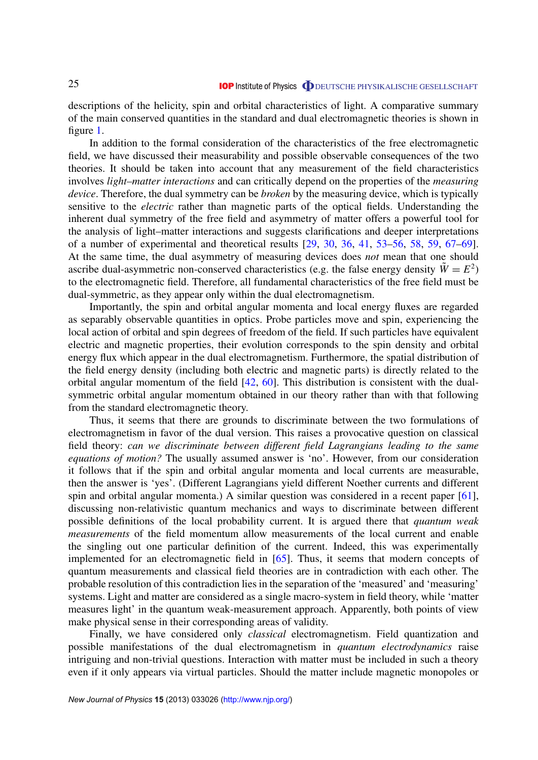descriptions of the helicity, spin and orbital characteristics of light. A comparative summary of the main conserved quantities in the standard and dual electromagnetic theories is shown in figure 1.

In addition to the formal consideration of the characteristics of the free electromagnetic field, we have discussed their measurability and possible observable consequences of the two theories. It should be taken into account that any measurement of the field characteristics involves *light–matter interactions* and can critically depend on the properties of the *measuring device*. Therefore, the dual symmetry can be *broken* by the measuring device, which is typically sensitive to the *electric* rather than magnetic parts of the optical fields. Understanding the inherent dual symmetry of the free field and asymmetry of matter offers a powerful tool for the analysis of light–matter interactions and suggests clarifications and deeper interpretations of a number of experimental and theoretical results [29, 30, 36, 41, 53–56, 58, 59, 67–69]. At the same time, the dual asymmetry of measuring devices does *not* mean that one should ascribe dual-asymmetric non-conserved characteristics (e.g. the false energy density $\tilde{W} = E^2$) to the electromagnetic field. Therefore, all fundamental characteristics of the free field must be dual-symmetric, as they appear only within the dual electromagnetism.

Importantly, the spin and orbital angular momenta and local energy fluxes are regarded as separably observable quantities in optics. Probe particles move and spin, experiencing the local action of orbital and spin degrees of freedom of the field. If such particles have equivalent electric and magnetic properties, their evolution corresponds to the spin density and orbital energy flux which appear in the dual electromagnetism. Furthermore, the spatial distribution of the field energy density (including both electric and magnetic parts) is directly related to the orbital angular momentum of the field [42, 60]. This distribution is consistent with the dual-symmetric orbital angular momentum obtained in our theory rather than with that following from the standard electromagnetic theory.

Thus, it seems that there are grounds to discriminate between the two formulations of electromagnetism in favor of the dual version. This raises a provocative question on classical field theory: *can we discriminate between different field Lagrangians leading to the same equations of motion?* The usually assumed answer is 'no'. However, from our consideration it follows that if the spin and orbital angular momenta and local currents are measurable, then the answer is 'yes'. (Different Lagrangians yield different Noether currents and different spin and orbital angular momenta.) A similar question was considered in a recent paper [61], discussing non-relativistic quantum mechanics and ways to discriminate between different possible definitions of the local probability current. It is argued there that *quantum weak measurements* of the field momentum allow measurements of the local current and enable the singling out one particular definition of the current. Indeed, this was experimentally implemented for an electromagnetic field in [65]. Thus, it seems that modern concepts of quantum measurements and classical field theories are in contradiction with each other. The probable resolution of this contradiction lies in the separation of the 'measured' and 'measuring' systems. Light and matter are considered as a single macro-system in field theory, while 'matter measures light' in the quantum weak-measurement approach. Apparently, both points of view make physical sense in their corresponding areas of validity.

Finally, we have considered only *classical* electromagnetism. Field quantization and possible manifestations of the dual electromagnetism in *quantum electrodynamics* raise intriguing and non-trivial questions. Interaction with matter must be included in such a theory even if it only appears via virtual particles. Should the matter include magnetic monopoles or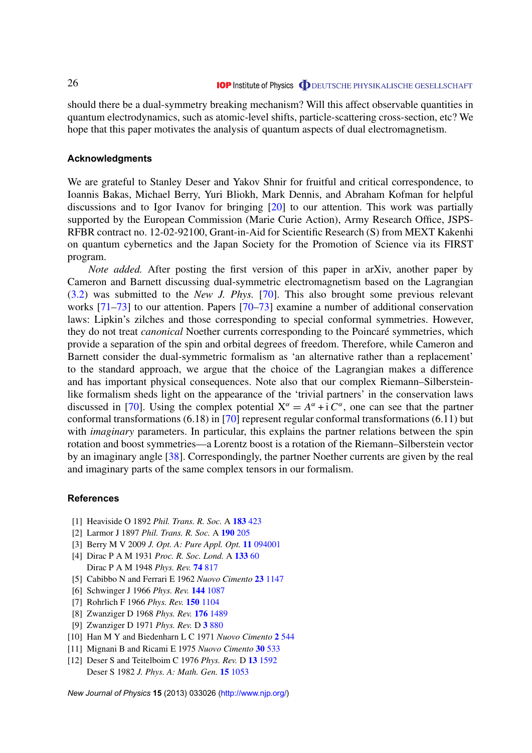should there be a dual-symmetry breaking mechanism? Will this affect observable quantities in quantum electrodynamics, such as atomic-level shifts, particle-scattering cross-section, etc? We hope that this paper motivates the analysis of quantum aspects of dual electromagnetism.

## Acknowledgments

We are grateful to Stanley Deser and Yakov Shnir for fruitful and critical correspondence, to Ioannis Bakas, Michael Berry, Yuri Bliokh, Mark Dennis, and Abraham Kofman for helpful discussions and to Igor Ivanov for bringing [20] to our attention. This work was partially supported by the European Commission (Marie Curie Action), Army Research Office, JSPS-RFBR contract no. 12-02-92100, Grant-in-Aid for Scientific Research (S) from MEXT Kakenhi on quantum cybernetics and the Japan Society for the Promotion of Science via its FIRST program.

*Note added.* After posting the first version of this paper in arXiv, another paper by Cameron and Barnett discussing dual-symmetric electromagnetism based on the Lagrangian (3.2) was submitted to the *New J. Phys.* [70]. This also brought some previous relevant works [71–73] to our attention. Papers [70–73] examine a number of additional conservation laws: Lipkin's zilches and those corresponding to special conformal symmetries. However, they do not treat *canonical* Noether currents corresponding to the Poincaré symmetries, which provide a separation of the spin and orbital degrees of freedom. Therefore, while Cameron and Barnett consider the dual-symmetric formalism as 'an alternative rather than a replacement' to the standard approach, we argue that the choice of the Lagrangian makes a difference and has important physical consequences. Note also that our complex Riemann–Silberstein-like formalism sheds light on the appearance of the 'trivial partners' in the conservation laws discussed in [70]. Using the complex potential $\mathrm{X}^{\alpha} = A^{\alpha} + \mathrm{i}\, C^{\alpha}$, one can see that the partner conformal transformations (6.18) in [70] represent regular conformal transformations (6.11) but with *imaginary* parameters. In particular, this explains the partner relations between the spin rotation and boost symmetries—a Lorentz boost is a rotation of the Riemann–Silberstein vector by an imaginary angle [38]. Correspondingly, the partner Noether currents are given by the real and imaginary parts of the same complex tensors in our formalism.

## References

[1] Heaviside O 1892 *Phil. Trans. R. Soc.* A **183** 423

[2] Larmor J 1897 *Phil. Trans. R. Soc.* A **190** 205

[3] Berry M V 2009 *J. Opt. A: Pure Appl. Opt.* **11** 094001

[4] Dirac P A M 1931 *Proc. R. Soc. Lond.* A **133** 60
Dirac P A M 1948 *Phys. Rev.* **74** 817

[5] Cabibbo N and Ferrari E 1962 *Nuovo Cimento* **23** 1147

[6] Schwinger J 1966 *Phys. Rev.* **144** 1087

[7] Rohrlich F 1966 *Phys. Rev.* **150** 1104

[8] Zwanziger D 1968 *Phys. Rev.* **176** 1489

[9] Zwanziger D 1971 *Phys. Rev.* D **3** 880

[10] Han M Y and Biedenharn L C 1971 *Nuovo Cimento* **2** 544

[11] Mignani B and Ricami E 1975 *Nuovo Cimento* **30** 533

[12] Deser S and Teitelboim C 1976 *Phys. Rev.* D **13** 1592
Deser S 1982 *J. Phys. A: Math. Gen.* **15** 1053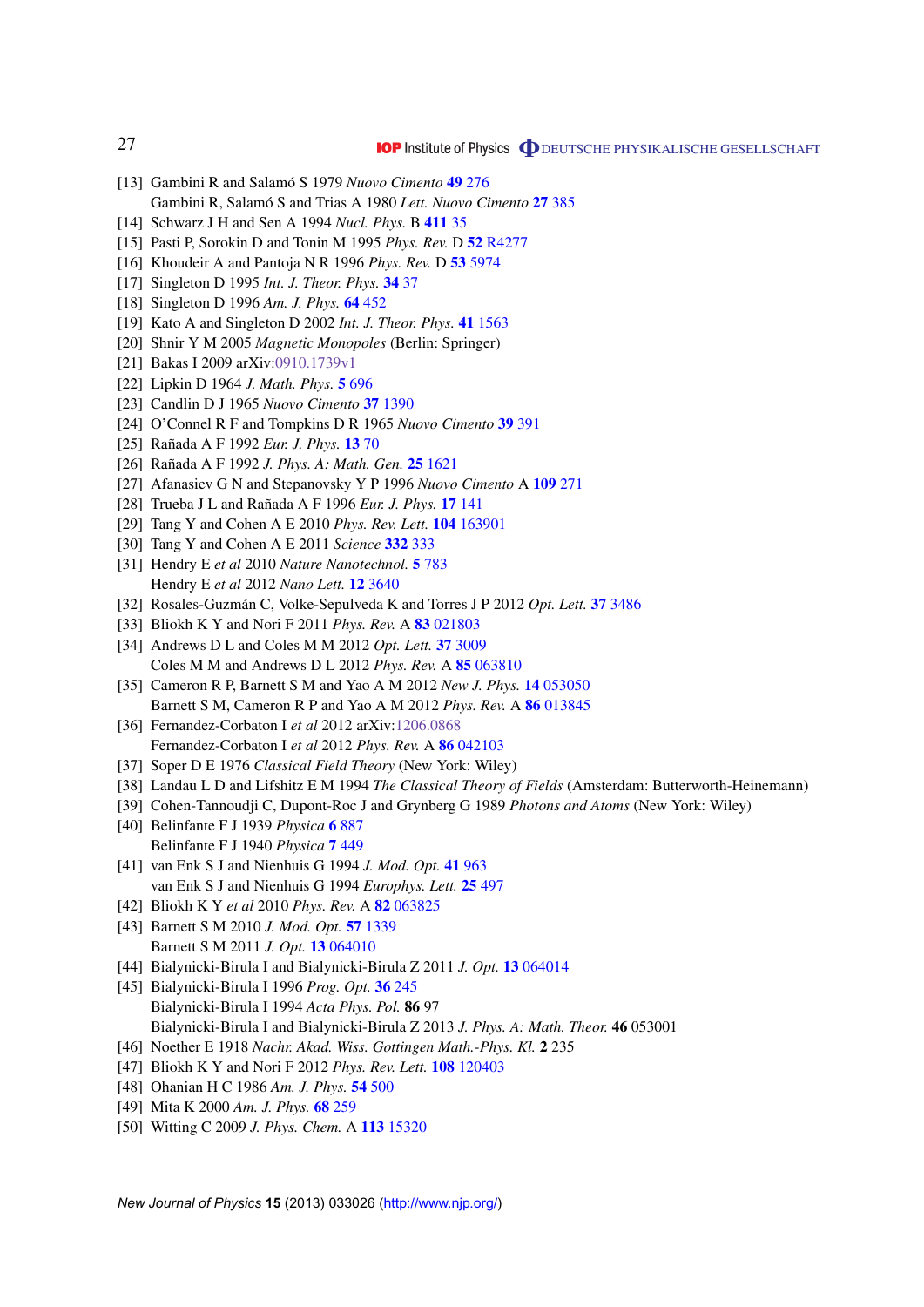[13] Gambini R and Salamó S 1979 *Nuovo Cimento* **49** 276
Gambini R, Salamó S and Trias A 1980 *Lett. Nuovo Cimento* **27** 385

[14] Schwarz J H and Sen A 1994 *Nucl. Phys.* B **411** 35

[15] Pasti P, Sorokin D and Tonin M 1995 *Phys. Rev.* D **52** R4277

[16] Khoudeir A and Pantoja N R 1996 *Phys. Rev.* D **53** 5974

[17] Singleton D 1995 *Int. J. Theor. Phys.* **34** 37

[18] Singleton D 1996 *Am. J. Phys.* **64** 452

[19] Kato A and Singleton D 2002 *Int. J. Theor. Phys.* **41** 1563

[20] Shnir Y M 2005 *Magnetic Monopoles* (Berlin: Springer)

[21] Bakas I 2009 arXiv:0910.1739v1

[22] Lipkin D 1964 *J. Math. Phys.* **5** 696

[23] Candlin D J 1965 *Nuovo Cimento* **37** 1390

[24] O'Connel R F and Tompkins D R 1965 *Nuovo Cimento* **39** 391

[25] Rañada A F 1992 *Eur. J. Phys.* **13** 70

[26] Rañada A F 1992 *J. Phys. A: Math. Gen.* **25** 1621

[27] Afanasiev G N and Stepanovsky Y P 1996 *Nuovo Cimento* A **109** 271

[28] Trueba J L and Rañada A F 1996 *Eur. J. Phys.* **17** 141

[29] Tang Y and Cohen A E 2010 *Phys. Rev. Lett.* **104** 163901

[30] Tang Y and Cohen A E 2011 *Science* **332** 333

[31] Hendry E *et al* 2010 *Nature Nanotechnol.* **5** 783
Hendry E *et al* 2012 *Nano Lett.* **12** 3640

[32] Rosales-Guzmán C, Volke-Sepulveda K and Torres J P 2012 *Opt. Lett.* **37** 3486

[33] Bliokh K Y and Nori F 2011 *Phys. Rev.* A **83** 021803

[34] Andrews D L and Coles M M 2012 *Opt. Lett.* **37** 3009
Coles M M and Andrews D L 2012 *Phys. Rev.* A **85** 063810

[35] Cameron R P, Barnett S M and Yao A M 2012 *New J. Phys.* **14** 053050
Barnett S M, Cameron R P and Yao A M 2012 *Phys. Rev.* A **86** 013845

[36] Fernandez-Corbaton I *et al* 2012 arXiv:1206.0868
Fernandez-Corbaton I *et al* 2012 *Phys. Rev.* A **86** 042103

[37] Soper D E 1976 *Classical Field Theory* (New York: Wiley)

[38] Landau L D and Lifshitz E M 1994 *The Classical Theory of Fields* (Amsterdam: Butterworth-Heinemann)

[39] Cohen-Tannoudji C, Dupont-Roc J and Grynberg G 1989 *Photons and Atoms* (New York: Wiley)

[40] Belinfante F J 1939 *Physica* **6** 887
Belinfante F J 1940 *Physica* **7** 449

[41] van Enk S J and Nienhuis G 1994 *J. Mod. Opt.* **41** 963
van Enk S J and Nienhuis G 1994 *Europhys. Lett.* **25** 497

[42] Bliokh K Y *et al* 2010 *Phys. Rev.* A **82** 063825

[43] Barnett S M 2010 *J. Mod. Opt.* **57** 1339
Barnett S M 2011 *J. Opt.* **13** 064010

[44] Bialynicki-Birula I and Bialynicki-Birula Z 2011 *J. Opt.* **13** 064014

[45] Bialynicki-Birula I 1996 *Prog. Opt.* **36** 245
Bialynicki-Birula I 1994 *Acta Phys. Pol.* **86** 97
Bialynicki-Birula I and Bialynicki-Birula Z 2013 *J. Phys. A: Math. Theor.* **46** 053001

[46] Noether E 1918 *Nachr. Akad. Wiss. Gottingen Math.-Phys. Kl.* **2** 235

[47] Bliokh K Y and Nori F 2012 *Phys. Rev. Lett.* **108** 120403

[48] Ohanian H C 1986 *Am. J. Phys.* **54** 500

[49] Mita K 2000 *Am. J. Phys.* **68** 259

[50] Witting C 2009 *J. Phys. Chem.* A **113** 15320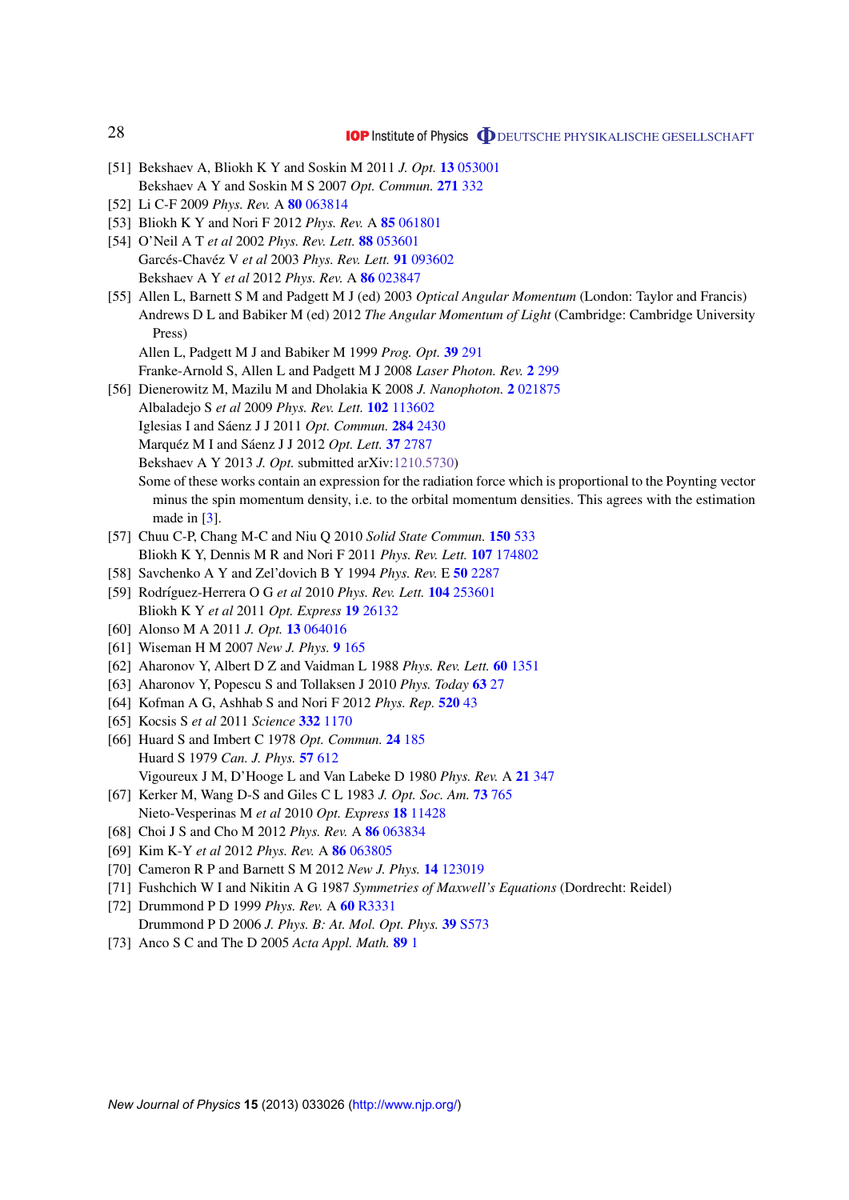[51] Bekshaev A, Bliokh K Y and Soskin M 2011 *J. Opt.* **13** 053001
Bekshaev A Y and Soskin M S 2007 *Opt. Commun.* **271** 332

[52] Li C-F 2009 *Phys. Rev.* A **80** 063814

[53] Bliokh K Y and Nori F 2012 *Phys. Rev.* A **85** 061801

[54] O'Neil A T *et al* 2002 *Phys. Rev. Lett.* **88** 053601
Garcés-Chavéz V *et al* 2003 *Phys. Rev. Lett.* **91** 093602
Bekshaev A Y *et al* 2012 *Phys. Rev.* A **86** 023847

[55] Allen L, Barnett S M and Padgett M J (ed) 2003 *Optical Angular Momentum* (London: Taylor and Francis)
Andrews D L and Babiker M (ed) 2012 *The Angular Momentum of Light* (Cambridge: Cambridge University Press)
Allen L, Padgett M J and Babiker M 1999 *Prog. Opt.* **39** 291
Franke-Arnold S, Allen L and Padgett M J 2008 *Laser Photon. Rev.* **2** 299

[56] Dienerowitz M, Mazilu M and Dholakia K 2008 *J. Nanophoton.* **2** 021875
Albaladejo S *et al* 2009 *Phys. Rev. Lett.* **102** 113602
Iglesias I and Sáenz J J 2011 *Opt. Commun.* **284** 2430
Marquéz M I and Sáenz J J 2012 *Opt. Lett.* **37** 2787
Bekshaev A Y 2013 *J. Opt.* submitted arXiv:1210.5730)
Some of these works contain an expression for the radiation force which is proportional to the Poynting vector minus the spin momentum density, i.e. to the orbital momentum densities. This agrees with the estimation made in [3].

[57] Chuu C-P, Chang M-C and Niu Q 2010 *Solid State Commun.* **150** 533
Bliokh K Y, Dennis M R and Nori F 2011 *Phys. Rev. Lett.* **107** 174802

[58] Savchenko A Y and Zel'dovich B Y 1994 *Phys. Rev.* E **50** 2287

[59] Rodríguez-Herrera O G *et al* 2010 *Phys. Rev. Lett.* **104** 253601
Bliokh K Y *et al* 2011 *Opt. Express* **19** 26132

[60] Alonso M A 2011 *J. Opt.* **13** 064016

[61] Wiseman H M 2007 *New J. Phys.* **9** 165

[62] Aharonov Y, Albert D Z and Vaidman L 1988 *Phys. Rev. Lett.* **60** 1351

[63] Aharonov Y, Popescu S and Tollaksen J 2010 *Phys. Today* **63** 27

[64] Kofman A G, Ashhab S and Nori F 2012 *Phys. Rep.* **520** 43

[65] Kocsis S *et al* 2011 *Science* **332** 1170

[66] Huard S and Imbert C 1978 *Opt. Commun.* **24** 185
Huard S 1979 *Can. J. Phys.* **57** 612
Vigoureux J M, D'Hooge L and Van Labeke D 1980 *Phys. Rev.* A **21** 347

[67] Kerker M, Wang D-S and Giles C L 1983 *J. Opt. Soc. Am.* **73** 765
Nieto-Vesperinas M *et al* 2010 *Opt. Express* **18** 11428

[68] Choi J S and Cho M 2012 *Phys. Rev.* A **86** 063834

[69] Kim K-Y *et al* 2012 *Phys. Rev.* A **86** 063805

[70] Cameron R P and Barnett S M 2012 *New J. Phys.* **14** 123019

[71] Fushchich W I and Nikitin A G 1987 *Symmetries of Maxwell's Equations* (Dordrecht: Reidel)

[72] Drummond P D 1999 *Phys. Rev.* A **60** R3331
Drummond P D 2006 *J. Phys. B: At. Mol. Opt. Phys.* **39** S573

[73] Anco S C and The D 2005 *Acta Appl. Math.* **89** 1